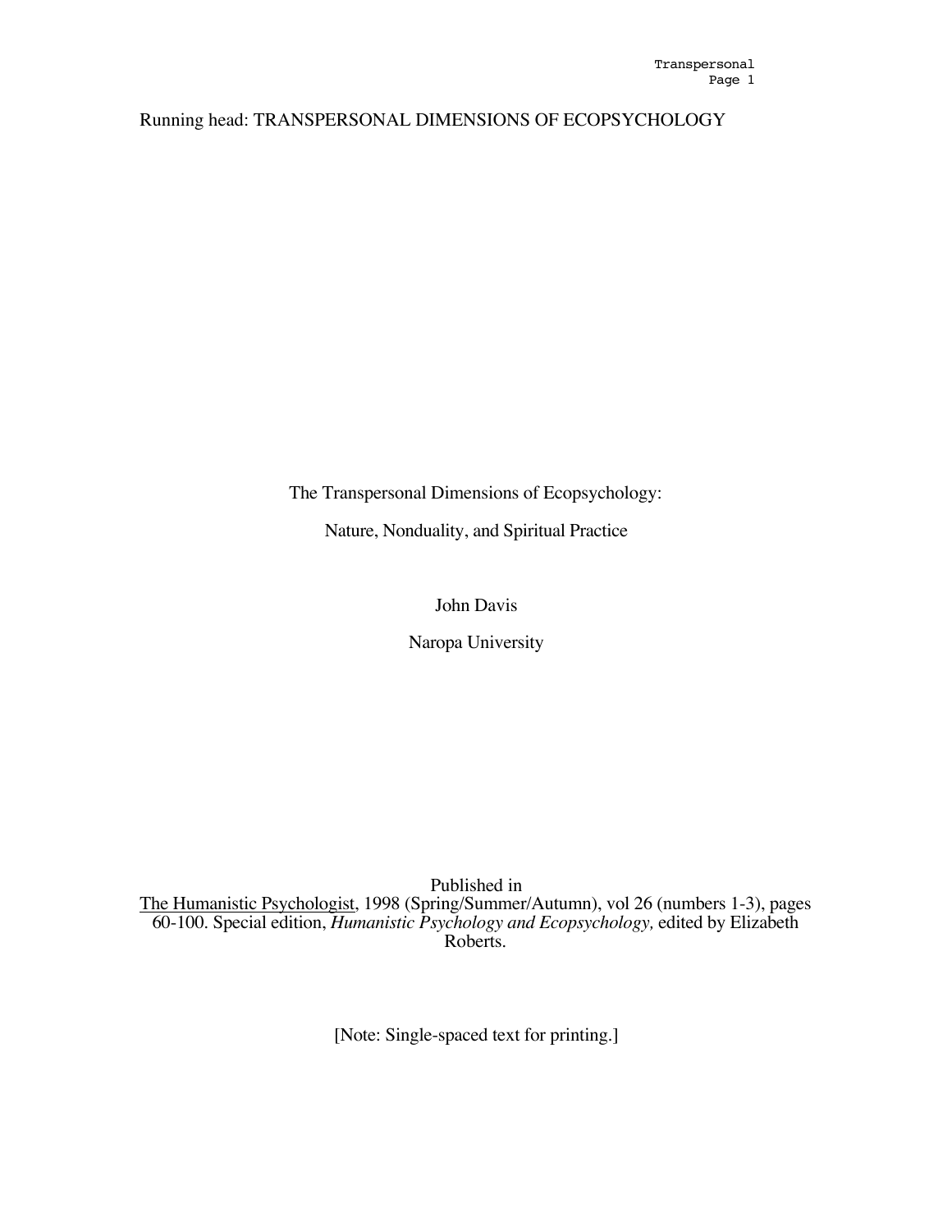Running head: TRANSPERSONAL DIMENSIONS OF ECOPSYCHOLOGY

# The Transpersonal Dimensions of Ecopsychology:

## Nature, Nonduality, and Spiritual Practice

John Davis

Naropa University

Published in
The Humanistic Psychologist, 1998 (Spring/Summer/Autumn), vol 26 (numbers 1-3), pages 60-100. Special edition, *Humanistic Psychology and Ecopsychology,* edited by Elizabeth Roberts.

[Note: Single-spaced text for printing.]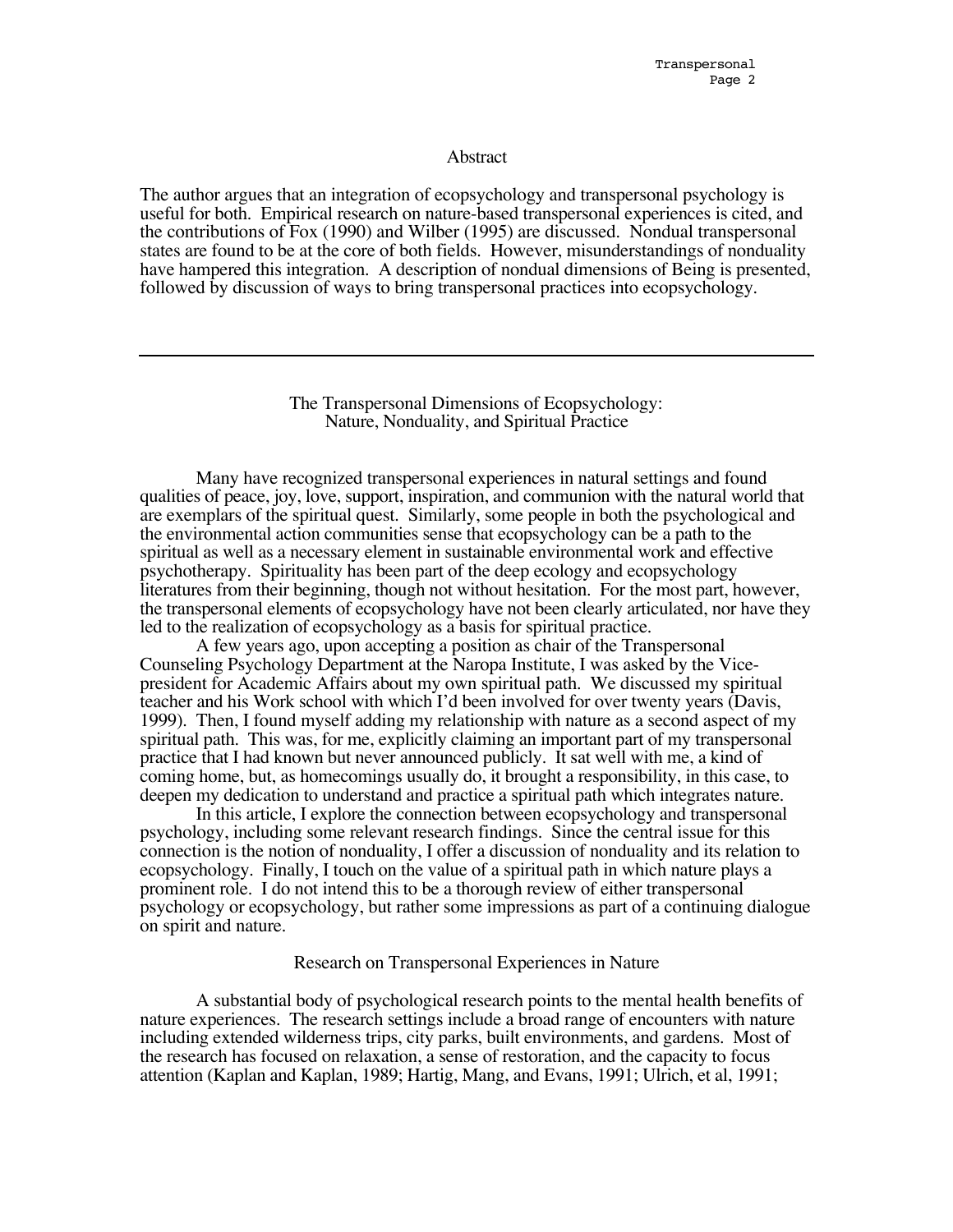## Abstract

The author argues that an integration of ecopsychology and transpersonal psychology is useful for both. Empirical research on nature-based transpersonal experiences is cited, and the contributions of Fox (1990) and Wilber (1995) are discussed. Nondual transpersonal states are found to be at the core of both fields. However, misunderstandings of nonduality have hampered this integration. A description of nondual dimensions of Being is presented, followed by discussion of ways to bring transpersonal practices into ecopsychology.

---

# The Transpersonal Dimensions of Ecopsychology: Nature, Nonduality, and Spiritual Practice

Many have recognized transpersonal experiences in natural settings and found qualities of peace, joy, love, support, inspiration, and communion with the natural world that are exemplars of the spiritual quest. Similarly, some people in both the psychological and the environmental action communities sense that ecopsychology can be a path to the spiritual as well as a necessary element in sustainable environmental work and effective psychotherapy. Spirituality has been part of the deep ecology and ecopsychology literatures from their beginning, though not without hesitation. For the most part, however, the transpersonal elements of ecopsychology have not been clearly articulated, nor have they led to the realization of ecopsychology as a basis for spiritual practice.

A few years ago, upon accepting a position as chair of the Transpersonal Counseling Psychology Department at the Naropa Institute, I was asked by the Vice-president for Academic Affairs about my own spiritual path. We discussed my spiritual teacher and his Work school with which I'd been involved for over twenty years (Davis, 1999). Then, I found myself adding my relationship with nature as a second aspect of my spiritual path. This was, for me, explicitly claiming an important part of my transpersonal practice that I had known but never announced publicly. It sat well with me, a kind of coming home, but, as homecomings usually do, it brought a responsibility, in this case, to deepen my dedication to understand and practice a spiritual path which integrates nature.

In this article, I explore the connection between ecopsychology and transpersonal psychology, including some relevant research findings. Since the central issue for this connection is the notion of nonduality, I offer a discussion of nonduality and its relation to ecopsychology. Finally, I touch on the value of a spiritual path in which nature plays a prominent role. I do not intend this to be a thorough review of either transpersonal psychology or ecopsychology, but rather some impressions as part of a continuing dialogue on spirit and nature.

## Research on Transpersonal Experiences in Nature

A substantial body of psychological research points to the mental health benefits of nature experiences. The research settings include a broad range of encounters with nature including extended wilderness trips, city parks, built environments, and gardens. Most of the research has focused on relaxation, a sense of restoration, and the capacity to focus attention (Kaplan and Kaplan, 1989; Hartig, Mang, and Evans, 1991; Ulrich, et al, 1991;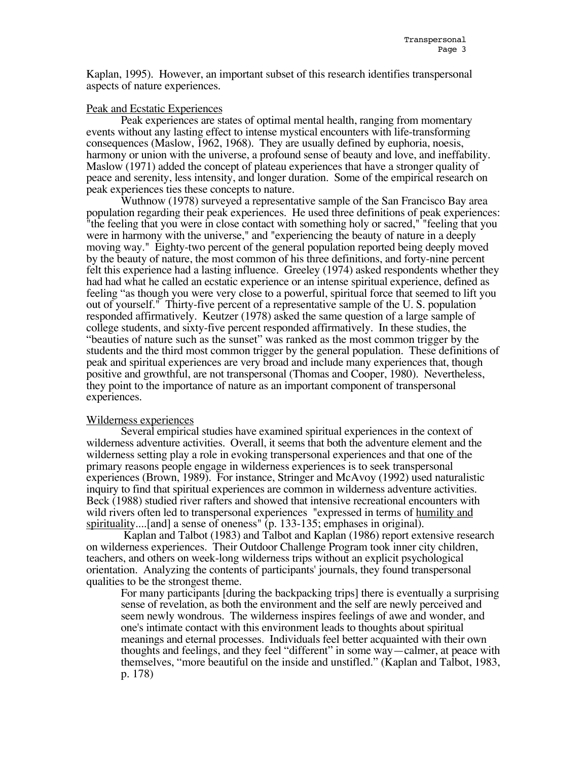Kaplan, 1995). However, an important subset of this research identifies transpersonal aspects of nature experiences.

### Peak and Ecstatic Experiences

Peak experiences are states of optimal mental health, ranging from momentary events without any lasting effect to intense mystical encounters with life-transforming consequences (Maslow, 1962, 1968). They are usually defined by euphoria, noesis, harmony or union with the universe, a profound sense of beauty and love, and ineffability. Maslow (1971) added the concept of plateau experiences that have a stronger quality of peace and serenity, less intensity, and longer duration. Some of the empirical research on peak experiences ties these concepts to nature.

Wuthnow (1978) surveyed a representative sample of the San Francisco Bay area population regarding their peak experiences. He used three definitions of peak experiences: "the feeling that you were in close contact with something holy or sacred," "feeling that you were in harmony with the universe," and "experiencing the beauty of nature in a deeply moving way." Eighty-two percent of the general population reported being deeply moved by the beauty of nature, the most common of his three definitions, and forty-nine percent felt this experience had a lasting influence. Greeley (1974) asked respondents whether they had had what he called an ecstatic experience or an intense spiritual experience, defined as feeling "as though you were very close to a powerful, spiritual force that seemed to lift you out of yourself." Thirty-five percent of a representative sample of the U. S. population responded affirmatively. Keutzer (1978) asked the same question of a large sample of college students, and sixty-five percent responded affirmatively. In these studies, the "beauties of nature such as the sunset" was ranked as the most common trigger by the students and the third most common trigger by the general population. These definitions of peak and spiritual experiences are very broad and include many experiences that, though positive and growthful, are not transpersonal (Thomas and Cooper, 1980). Nevertheless, they point to the importance of nature as an important component of transpersonal experiences.

### Wilderness experiences

Several empirical studies have examined spiritual experiences in the context of wilderness adventure activities. Overall, it seems that both the adventure element and the wilderness setting play a role in evoking transpersonal experiences and that one of the primary reasons people engage in wilderness experiences is to seek transpersonal experiences (Brown, 1989). For instance, Stringer and McAvoy (1992) used naturalistic inquiry to find that spiritual experiences are common in wilderness adventure activities. Beck (1988) studied river rafters and showed that intensive recreational encounters with wild rivers often led to transpersonal experiences "expressed in terms of <u>humility and spirituality</u>....[and] a sense of oneness" (p. 133-135; emphases in original).

Kaplan and Talbot (1983) and Talbot and Kaplan (1986) report extensive research on wilderness experiences. Their Outdoor Challenge Program took inner city children, teachers, and others on week-long wilderness trips without an explicit psychological orientation. Analyzing the contents of participants' journals, they found transpersonal qualities to be the strongest theme.

> For many participants [during the backpacking trips] there is eventually a surprising sense of revelation, as both the environment and the self are newly perceived and seem newly wondrous. The wilderness inspires feelings of awe and wonder, and one's intimate contact with this environment leads to thoughts about spiritual meanings and eternal processes. Individuals feel better acquainted with their own thoughts and feelings, and they feel "different" in some way—calmer, at peace with themselves, "more beautiful on the inside and unstifled." (Kaplan and Talbot, 1983, p. 178)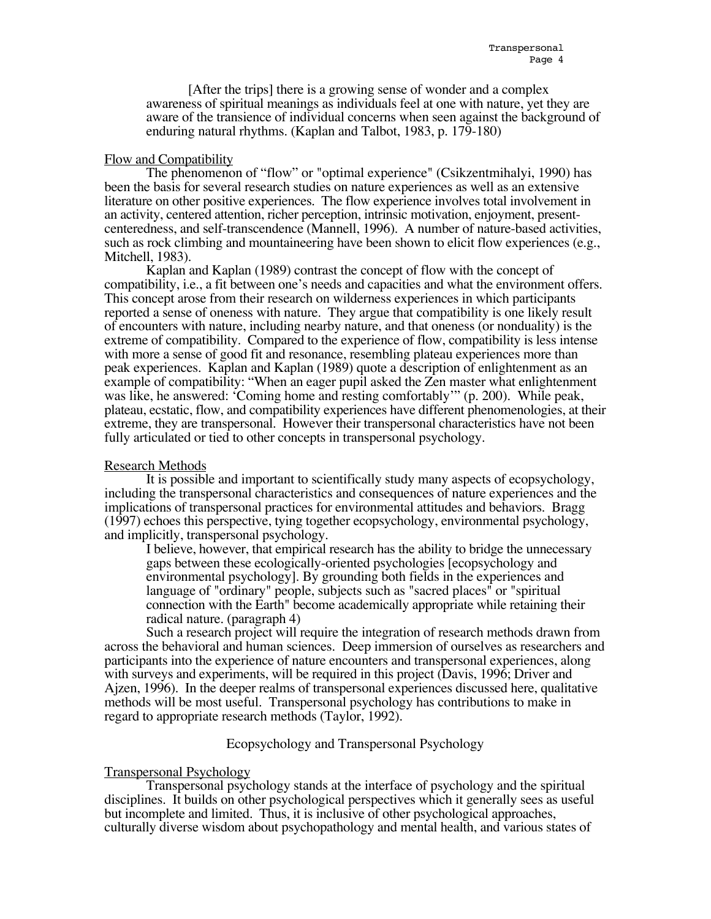> [After the trips] there is a growing sense of wonder and a complex awareness of spiritual meanings as individuals feel at one with nature, yet they are aware of the transience of individual concerns when seen against the background of enduring natural rhythms. (Kaplan and Talbot, 1983, p. 179-180)

### Flow and Compatibility

The phenomenon of "flow" or "optimal experience" (Csikzentmihalyi, 1990) has been the basis for several research studies on nature experiences as well as an extensive literature on other positive experiences. The flow experience involves total involvement in an activity, centered attention, richer perception, intrinsic motivation, enjoyment, present-centeredness, and self-transcendence (Mannell, 1996). A number of nature-based activities, such as rock climbing and mountaineering have been shown to elicit flow experiences (e.g., Mitchell, 1983).

Kaplan and Kaplan (1989) contrast the concept of flow with the concept of compatibility, i.e., a fit between one's needs and capacities and what the environment offers. This concept arose from their research on wilderness experiences in which participants reported a sense of oneness with nature. They argue that compatibility is one likely result of encounters with nature, including nearby nature, and that oneness (or nonduality) is the extreme of compatibility. Compared to the experience of flow, compatibility is less intense with more a sense of good fit and resonance, resembling plateau experiences more than peak experiences. Kaplan and Kaplan (1989) quote a description of enlightenment as an example of compatibility: "When an eager pupil asked the Zen master what enlightenment was like, he answered: 'Coming home and resting comfortably'" (p. 200). While peak, plateau, ecstatic, flow, and compatibility experiences have different phenomenologies, at their extreme, they are transpersonal. However their transpersonal characteristics have not been fully articulated or tied to other concepts in transpersonal psychology.

### Research Methods

It is possible and important to scientifically study many aspects of ecopsychology, including the transpersonal characteristics and consequences of nature experiences and the implications of transpersonal practices for environmental attitudes and behaviors. Bragg (1997) echoes this perspective, tying together ecopsychology, environmental psychology, and implicitly, transpersonal psychology.

> I believe, however, that empirical research has the ability to bridge the unnecessary gaps between these ecologically-oriented psychologies [ecopsychology and environmental psychology]. By grounding both fields in the experiences and language of "ordinary" people, subjects such as "sacred places" or "spiritual connection with the Earth" become academically appropriate while retaining their radical nature. (paragraph 4)

Such a research project will require the integration of research methods drawn from across the behavioral and human sciences. Deep immersion of ourselves as researchers and participants into the experience of nature encounters and transpersonal experiences, along with surveys and experiments, will be required in this project (Davis, 1996; Driver and Ajzen, 1996). In the deeper realms of transpersonal experiences discussed here, qualitative methods will be most useful. Transpersonal psychology has contributions to make in regard to appropriate research methods (Taylor, 1992).

## Ecopsychology and Transpersonal Psychology

### Transpersonal Psychology

Transpersonal psychology stands at the interface of psychology and the spiritual disciplines. It builds on other psychological perspectives which it generally sees as useful but incomplete and limited. Thus, it is inclusive of other psychological approaches, culturally diverse wisdom about psychopathology and mental health, and various states of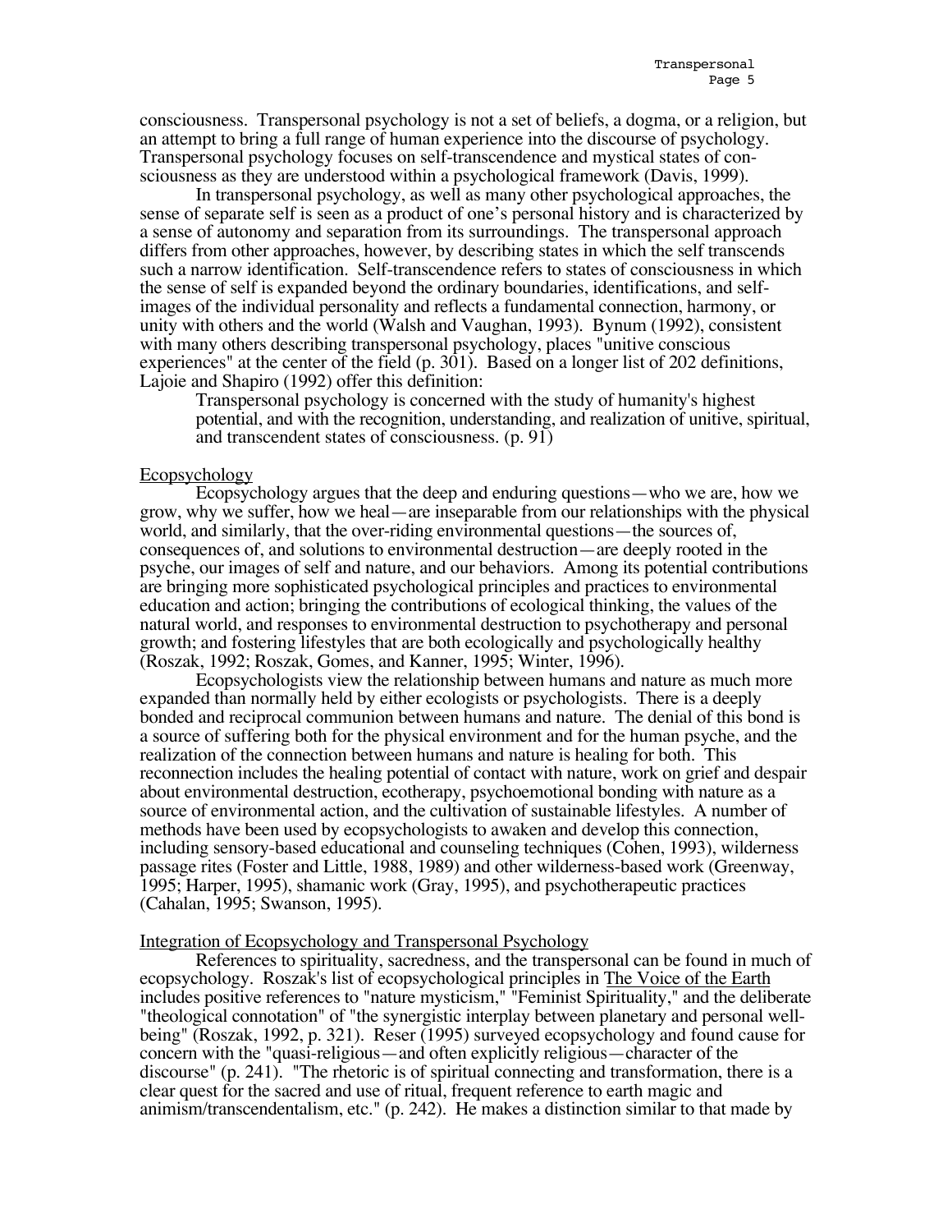consciousness. Transpersonal psychology is not a set of beliefs, a dogma, or a religion, but an attempt to bring a full range of human experience into the discourse of psychology. Transpersonal psychology focuses on self-transcendence and mystical states of consciousness as they are understood within a psychological framework (Davis, 1999).

In transpersonal psychology, as well as many other psychological approaches, the sense of separate self is seen as a product of one's personal history and is characterized by a sense of autonomy and separation from its surroundings. The transpersonal approach differs from other approaches, however, by describing states in which the self transcends such a narrow identification. Self-transcendence refers to states of consciousness in which the sense of self is expanded beyond the ordinary boundaries, identifications, and self-images of the individual personality and reflects a fundamental connection, harmony, or unity with others and the world (Walsh and Vaughan, 1993). Bynum (1992), consistent with many others describing transpersonal psychology, places "unitive conscious experiences" at the center of the field (p. 301). Based on a longer list of 202 definitions, Lajoie and Shapiro (1992) offer this definition:

> Transpersonal psychology is concerned with the study of humanity's highest potential, and with the recognition, understanding, and realization of unitive, spiritual, and transcendent states of consciousness. (p. 91)

## Ecopsychology

Ecopsychology argues that the deep and enduring questions—who we are, how we grow, why we suffer, how we heal—are inseparable from our relationships with the physical world, and similarly, that the over-riding environmental questions—the sources of, consequences of, and solutions to environmental destruction—are deeply rooted in the psyche, our images of self and nature, and our behaviors. Among its potential contributions are bringing more sophisticated psychological principles and practices to environmental education and action; bringing the contributions of ecological thinking, the values of the natural world, and responses to environmental destruction to psychotherapy and personal growth; and fostering lifestyles that are both ecologically and psychologically healthy (Roszak, 1992; Roszak, Gomes, and Kanner, 1995; Winter, 1996).

Ecopsychologists view the relationship between humans and nature as much more expanded than normally held by either ecologists or psychologists. There is a deeply bonded and reciprocal communion between humans and nature. The denial of this bond is a source of suffering both for the physical environment and for the human psyche, and the realization of the connection between humans and nature is healing for both. This reconnection includes the healing potential of contact with nature, work on grief and despair about environmental destruction, ecotherapy, psychoemotional bonding with nature as a source of environmental action, and the cultivation of sustainable lifestyles. A number of methods have been used by ecopsychologists to awaken and develop this connection, including sensory-based educational and counseling techniques (Cohen, 1993), wilderness passage rites (Foster and Little, 1988, 1989) and other wilderness-based work (Greenway, 1995; Harper, 1995), shamanic work (Gray, 1995), and psychotherapeutic practices (Cahalan, 1995; Swanson, 1995).

## Integration of Ecopsychology and Transpersonal Psychology

References to spirituality, sacredness, and the transpersonal can be found in much of ecopsychology. Roszak's list of ecopsychological principles in *The Voice of the Earth* includes positive references to "nature mysticism," "Feminist Spirituality," and the deliberate "theological connotation" of "the synergistic interplay between planetary and personal well-being" (Roszak, 1992, p. 321). Reser (1995) surveyed ecopsychology and found cause for concern with the "quasi-religious—and often explicitly religious—character of the discourse" (p. 241). "The rhetoric is of spiritual connecting and transformation, there is a clear quest for the sacred and use of ritual, frequent reference to earth magic and animism/transcendentalism, etc." (p. 242). He makes a distinction similar to that made by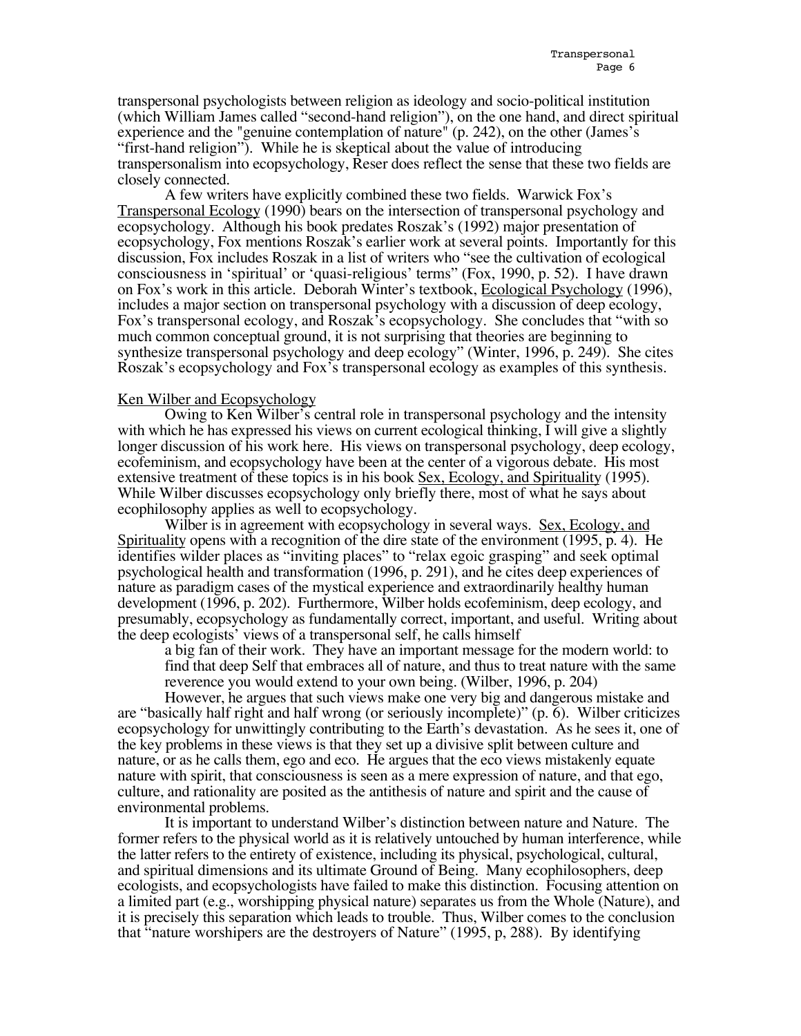transpersonal psychologists between religion as ideology and socio-political institution (which William James called "second-hand religion"), on the one hand, and direct spiritual experience and the "genuine contemplation of nature" (p. 242), on the other (James's "first-hand religion"). While he is skeptical about the value of introducing transpersonalism into ecopsychology, Reser does reflect the sense that these two fields are closely connected.

A few writers have explicitly combined these two fields. Warwick Fox's Transpersonal Ecology (1990) bears on the intersection of transpersonal psychology and ecopsychology. Although his book predates Roszak's (1992) major presentation of ecopsychology, Fox mentions Roszak's earlier work at several points. Importantly for this discussion, Fox includes Roszak in a list of writers who "see the cultivation of ecological consciousness in 'spiritual' or 'quasi-religious' terms" (Fox, 1990, p. 52). I have drawn on Fox's work in this article. Deborah Winter's textbook, Ecological Psychology (1996), includes a major section on transpersonal psychology with a discussion of deep ecology, Fox's transpersonal ecology, and Roszak's ecopsychology. She concludes that "with so much common conceptual ground, it is not surprising that theories are beginning to synthesize transpersonal psychology and deep ecology" (Winter, 1996, p. 249). She cites Roszak's ecopsychology and Fox's transpersonal ecology as examples of this synthesis.

## Ken Wilber and Ecopsychology

Owing to Ken Wilber's central role in transpersonal psychology and the intensity with which he has expressed his views on current ecological thinking, I will give a slightly longer discussion of his work here. His views on transpersonal psychology, deep ecology, ecofeminism, and ecopsychology have been at the center of a vigorous debate. His most extensive treatment of these topics is in his book Sex, Ecology, and Spirituality (1995). While Wilber discusses ecopsychology only briefly there, most of what he says about ecophilosophy applies as well to ecopsychology.

Wilber is in agreement with ecopsychology in several ways. Sex, Ecology, and Spirituality opens with a recognition of the dire state of the environment (1995, p. 4). He identifies wilder places as "inviting places" to "relax egoic grasping" and seek optimal psychological health and transformation (1996, p. 291), and he cites deep experiences of nature as paradigm cases of the mystical experience and extraordinarily healthy human development (1996, p. 202). Furthermore, Wilber holds ecofeminism, deep ecology, and presumably, ecopsychology as fundamentally correct, important, and useful. Writing about the deep ecologists' views of a transpersonal self, he calls himself

> a big fan of their work. They have an important message for the modern world: to find that deep Self that embraces all of nature, and thus to treat nature with the same reverence you would extend to your own being. (Wilber, 1996, p. 204)

However, he argues that such views make one very big and dangerous mistake and are "basically half right and half wrong (or seriously incomplete)" (p. 6). Wilber criticizes ecopsychology for unwittingly contributing to the Earth's devastation. As he sees it, one of the key problems in these views is that they set up a divisive split between culture and nature, or as he calls them, ego and eco. He argues that the eco views mistakenly equate nature with spirit, that consciousness is seen as a mere expression of nature, and that ego, culture, and rationality are posited as the antithesis of nature and spirit and the cause of environmental problems.

It is important to understand Wilber's distinction between nature and Nature. The former refers to the physical world as it is relatively untouched by human interference, while the latter refers to the entirety of existence, including its physical, psychological, cultural, and spiritual dimensions and its ultimate Ground of Being. Many ecophilosophers, deep ecologists, and ecopsychologists have failed to make this distinction. Focusing attention on a limited part (e.g., worshipping physical nature) separates us from the Whole (Nature), and it is precisely this separation which leads to trouble. Thus, Wilber comes to the conclusion that "nature worshipers are the destroyers of Nature" (1995, p, 288). By identifying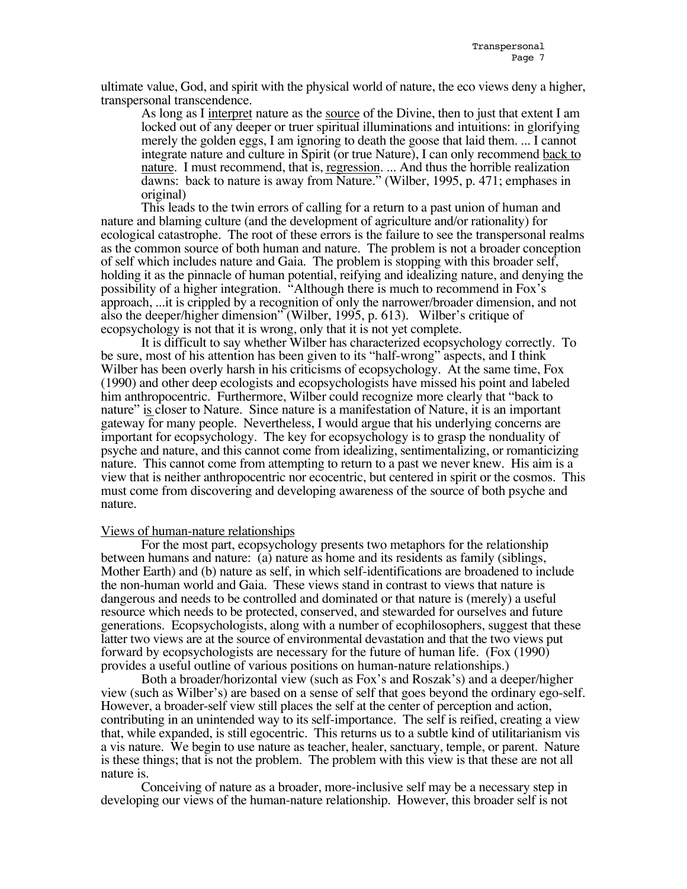ultimate value, God, and spirit with the physical world of nature, the eco views deny a higher, transpersonal transcendence.

> As long as I <u>interpret</u> nature as the <u>source</u> of the Divine, then to just that extent I am locked out of any deeper or truer spiritual illuminations and intuitions: in glorifying merely the golden eggs, I am ignoring to death the goose that laid them. ... I cannot integrate nature and culture in Spirit (or true Nature), I can only recommend <u>back to nature</u>. I must recommend, that is, <u>regression</u>. ... And thus the horrible realization dawns: back to nature is away from Nature." (Wilber, 1995, p. 471; emphases in original)

This leads to the twin errors of calling for a return to a past union of human and nature and blaming culture (and the development of agriculture and/or rationality) for ecological catastrophe. The root of these errors is the failure to see the transpersonal realms as the common source of both human and nature. The problem is not a broader conception of self which includes nature and Gaia. The problem is stopping with this broader self, holding it as the pinnacle of human potential, reifying and idealizing nature, and denying the possibility of a higher integration. "Although there is much to recommend in Fox's approach, ...it is crippled by a recognition of only the narrower/broader dimension, and not also the deeper/higher dimension" (Wilber, 1995, p. 613). Wilber's critique of ecopsychology is not that it is wrong, only that it is not yet complete.

It is difficult to say whether Wilber has characterized ecopsychology correctly. To be sure, most of his attention has been given to its "half-wrong" aspects, and I think Wilber has been overly harsh in his criticisms of ecopsychology. At the same time, Fox (1990) and other deep ecologists and ecopsychologists have missed his point and labeled him anthropocentric. Furthermore, Wilber could recognize more clearly that "back to nature" <u>is</u> closer to Nature. Since nature is a manifestation of Nature, it is an important gateway for many people. Nevertheless, I would argue that his underlying concerns are important for ecopsychology. The key for ecopsychology is to grasp the nonduality of psyche and nature, and this cannot come from idealizing, sentimentalizing, or romanticizing nature. This cannot come from attempting to return to a past we never knew. His aim is a view that is neither anthropocentric nor ecocentric, but centered in spirit or the cosmos. This must come from discovering and developing awareness of the source of both psyche and nature.

<u>Views of human-nature relationships</u>

For the most part, ecopsychology presents two metaphors for the relationship between humans and nature: (a) nature as home and its residents as family (siblings, Mother Earth) and (b) nature as self, in which self-identifications are broadened to include the non-human world and Gaia. These views stand in contrast to views that nature is dangerous and needs to be controlled and dominated or that nature is (merely) a useful resource which needs to be protected, conserved, and stewarded for ourselves and future generations. Ecopsychologists, along with a number of ecophilosophers, suggest that these latter two views are at the source of environmental devastation and that the two views put forward by ecopsychologists are necessary for the future of human life. (Fox (1990) provides a useful outline of various positions on human-nature relationships.)

Both a broader/horizontal view (such as Fox's and Roszak's) and a deeper/higher view (such as Wilber's) are based on a sense of self that goes beyond the ordinary ego-self. However, a broader-self view still places the self at the center of perception and action, contributing in an unintended way to its self-importance. The self is reified, creating a view that, while expanded, is still egocentric. This returns us to a subtle kind of utilitarianism vis a vis nature. We begin to use nature as teacher, healer, sanctuary, temple, or parent. Nature is these things; that is not the problem. The problem with this view is that these are not all nature is.

Conceiving of nature as a broader, more-inclusive self may be a necessary step in developing our views of the human-nature relationship. However, this broader self is not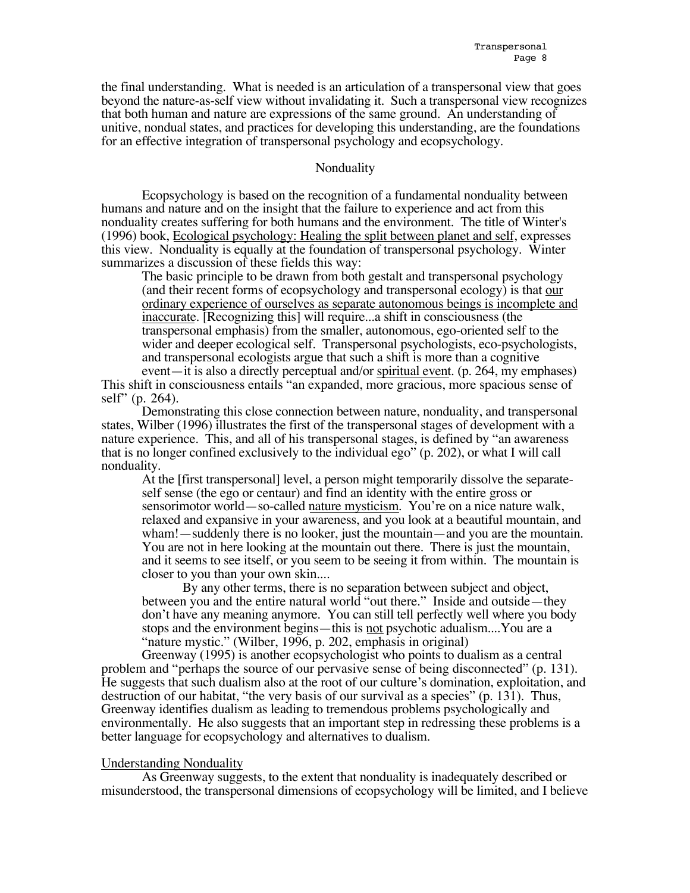the final understanding. What is needed is an articulation of a transpersonal view that goes beyond the nature-as-self view without invalidating it. Such a transpersonal view recognizes that both human and nature are expressions of the same ground. An understanding of unitive, nondual states, and practices for developing this understanding, are the foundations for an effective integration of transpersonal psychology and ecopsychology.

## Nonduality

Ecopsychology is based on the recognition of a fundamental nonduality between humans and nature and on the insight that the failure to experience and act from this nonduality creates suffering for both humans and the environment. The title of Winter's (1996) book, <u>Ecological psychology: Healing the split between planet and self</u>, expresses this view. Nonduality is equally at the foundation of transpersonal psychology. Winter summarizes a discussion of these fields this way:

> The basic principle to be drawn from both gestalt and transpersonal psychology (and their recent forms of ecopsychology and transpersonal ecology) is that <u>our ordinary experience of ourselves as separate autonomous beings is incomplete and inaccurate</u>. [Recognizing this] will require...a shift in consciousness (the transpersonal emphasis) from the smaller, autonomous, ego-oriented self to the wider and deeper ecological self. Transpersonal psychologists, eco-psychologists, and transpersonal ecologists argue that such a shift is more than a cognitive event—it is also a directly perceptual and/or <u>spiritual event</u>. (p. 264, my emphases)

This shift in consciousness entails "an expanded, more gracious, more spacious sense of self" (p. 264).

Demonstrating this close connection between nature, nonduality, and transpersonal states, Wilber (1996) illustrates the first of the transpersonal stages of development with a nature experience. This, and all of his transpersonal stages, is defined by "an awareness that is no longer confined exclusively to the individual ego" (p. 202), or what I will call nonduality.

> At the [first transpersonal] level, a person might temporarily dissolve the separate-self sense (the ego or centaur) and find an identity with the entire gross or sensorimotor world—so-called <u>nature mysticism</u>. You're on a nice nature walk, relaxed and expansive in your awareness, and you look at a beautiful mountain, and wham!—suddenly there is no looker, just the mountain—and you are the mountain. You are not in here looking at the mountain out there. There is just the mountain, and it seems to see itself, or you seem to be seeing it from within. The mountain is closer to you than your own skin....
>
> By any other terms, there is no separation between subject and object, between you and the entire natural world "out there." Inside and outside—they don't have any meaning anymore. You can still tell perfectly well where you body stops and the environment begins—this is <u>not</u> psychotic adualism....You are a "nature mystic." (Wilber, 1996, p. 202, emphasis in original)

Greenway (1995) is another ecopsychologist who points to dualism as a central problem and "perhaps the source of our pervasive sense of being disconnected" (p. 131). He suggests that such dualism also at the root of our culture's domination, exploitation, and destruction of our habitat, "the very basis of our survival as a species" (p. 131). Thus, Greenway identifies dualism as leading to tremendous problems psychologically and environmentally. He also suggests that an important step in redressing these problems is a better language for ecopsychology and alternatives to dualism.

### <u>Understanding Nonduality</u>

As Greenway suggests, to the extent that nonduality is inadequately described or misunderstood, the transpersonal dimensions of ecopsychology will be limited, and I believe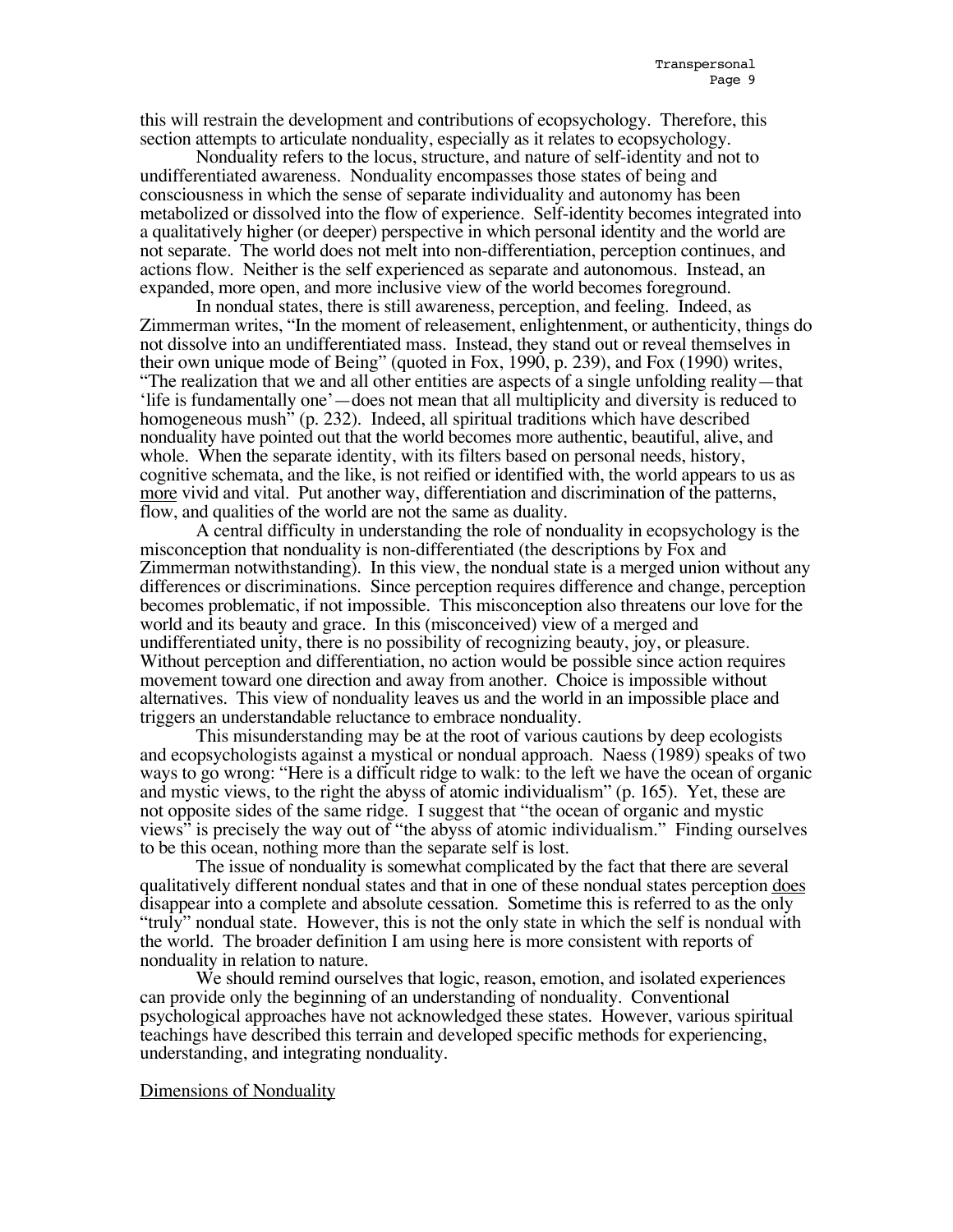this will restrain the development and contributions of ecopsychology. Therefore, this section attempts to articulate nonduality, especially as it relates to ecopsychology.

Nonduality refers to the locus, structure, and nature of self-identity and not to undifferentiated awareness. Nonduality encompasses those states of being and consciousness in which the sense of separate individuality and autonomy has been metabolized or dissolved into the flow of experience. Self-identity becomes integrated into a qualitatively higher (or deeper) perspective in which personal identity and the world are not separate. The world does not melt into non-differentiation, perception continues, and actions flow. Neither is the self experienced as separate and autonomous. Instead, an expanded, more open, and more inclusive view of the world becomes foreground.

In nondual states, there is still awareness, perception, and feeling. Indeed, as Zimmerman writes, "In the moment of releasement, enlightenment, or authenticity, things do not dissolve into an undifferentiated mass. Instead, they stand out or reveal themselves in their own unique mode of Being" (quoted in Fox, 1990, p. 239), and Fox (1990) writes, "The realization that we and all other entities are aspects of a single unfolding reality—that 'life is fundamentally one'—does not mean that all multiplicity and diversity is reduced to homogeneous mush" (p. 232). Indeed, all spiritual traditions which have described nonduality have pointed out that the world becomes more authentic, beautiful, alive, and whole. When the separate identity, with its filters based on personal needs, history, cognitive schemata, and the like, is not reified or identified with, the world appears to us as <u>more</u> vivid and vital. Put another way, differentiation and discrimination of the patterns, flow, and qualities of the world are not the same as duality.

A central difficulty in understanding the role of nonduality in ecopsychology is the misconception that nonduality is non-differentiated (the descriptions by Fox and Zimmerman notwithstanding). In this view, the nondual state is a merged union without any differences or discriminations. Since perception requires difference and change, perception becomes problematic, if not impossible. This misconception also threatens our love for the world and its beauty and grace. In this (misconceived) view of a merged and undifferentiated unity, there is no possibility of recognizing beauty, joy, or pleasure. Without perception and differentiation, no action would be possible since action requires movement toward one direction and away from another. Choice is impossible without alternatives. This view of nonduality leaves us and the world in an impossible place and triggers an understandable reluctance to embrace nonduality.

This misunderstanding may be at the root of various cautions by deep ecologists and ecopsychologists against a mystical or nondual approach. Naess (1989) speaks of two ways to go wrong: "Here is a difficult ridge to walk: to the left we have the ocean of organic and mystic views, to the right the abyss of atomic individualism" (p. 165). Yet, these are not opposite sides of the same ridge. I suggest that "the ocean of organic and mystic views" is precisely the way out of "the abyss of atomic individualism." Finding ourselves to be this ocean, nothing more than the separate self is lost.

The issue of nonduality is somewhat complicated by the fact that there are several qualitatively different nondual states and that in one of these nondual states perception <u>does</u> disappear into a complete and absolute cessation. Sometime this is referred to as the only "truly" nondual state. However, this is not the only state in which the self is nondual with the world. The broader definition I am using here is more consistent with reports of nonduality in relation to nature.

We should remind ourselves that logic, reason, emotion, and isolated experiences can provide only the beginning of an understanding of nonduality. Conventional psychological approaches have not acknowledged these states. However, various spiritual teachings have described this terrain and developed specific methods for experiencing, understanding, and integrating nonduality.

## <u>Dimensions of Nonduality</u>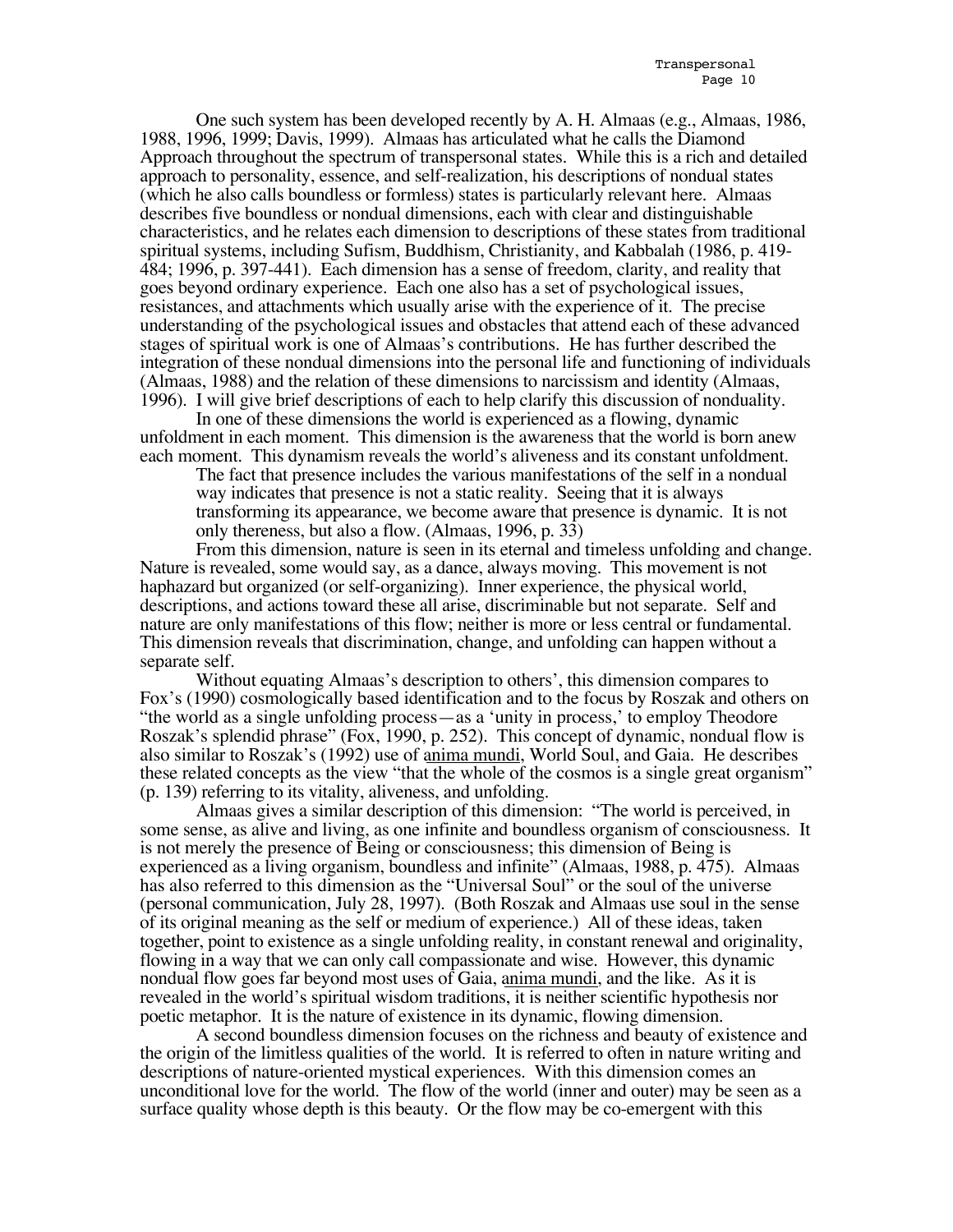One such system has been developed recently by A. H. Almaas (e.g., Almaas, 1986, 1988, 1996, 1999; Davis, 1999). Almaas has articulated what he calls the Diamond Approach throughout the spectrum of transpersonal states. While this is a rich and detailed approach to personality, essence, and self-realization, his descriptions of nondual states (which he also calls boundless or formless) states is particularly relevant here. Almaas describes five boundless or nondual dimensions, each with clear and distinguishable characteristics, and he relates each dimension to descriptions of these states from traditional spiritual systems, including Sufism, Buddhism, Christianity, and Kabbalah (1986, p. 419-484; 1996, p. 397-441). Each dimension has a sense of freedom, clarity, and reality that goes beyond ordinary experience. Each one also has a set of psychological issues, resistances, and attachments which usually arise with the experience of it. The precise understanding of the psychological issues and obstacles that attend each of these advanced stages of spiritual work is one of Almaas's contributions. He has further described the integration of these nondual dimensions into the personal life and functioning of individuals (Almaas, 1988) and the relation of these dimensions to narcissism and identity (Almaas, 1996). I will give brief descriptions of each to help clarify this discussion of nonduality.

In one of these dimensions the world is experienced as a flowing, dynamic unfoldment in each moment. This dimension is the awareness that the world is born anew each moment. This dynamism reveals the world's aliveness and its constant unfoldment.

> The fact that presence includes the various manifestations of the self in a nondual way indicates that presence is not a static reality. Seeing that it is always transforming its appearance, we become aware that presence is dynamic. It is not only thereness, but also a flow. (Almaas, 1996, p. 33)

From this dimension, nature is seen in its eternal and timeless unfolding and change. Nature is revealed, some would say, as a dance, always moving. This movement is not haphazard but organized (or self-organizing). Inner experience, the physical world, descriptions, and actions toward these all arise, discriminable but not separate. Self and nature are only manifestations of this flow; neither is more or less central or fundamental. This dimension reveals that discrimination, change, and unfolding can happen without a separate self.

Without equating Almaas's description to others', this dimension compares to Fox's (1990) cosmologically based identification and to the focus by Roszak and others on "the world as a single unfolding process—as a 'unity in process,' to employ Theodore Roszak's splendid phrase" (Fox, 1990, p. 252). This concept of dynamic, nondual flow is also similar to Roszak's (1992) use of anima mundi, World Soul, and Gaia. He describes these related concepts as the view "that the whole of the cosmos is a single great organism" (p. 139) referring to its vitality, aliveness, and unfolding.

Almaas gives a similar description of this dimension: "The world is perceived, in some sense, as alive and living, as one infinite and boundless organism of consciousness. It is not merely the presence of Being or consciousness; this dimension of Being is experienced as a living organism, boundless and infinite" (Almaas, 1988, p. 475). Almaas has also referred to this dimension as the "Universal Soul" or the soul of the universe (personal communication, July 28, 1997). (Both Roszak and Almaas use soul in the sense of its original meaning as the self or medium of experience.) All of these ideas, taken together, point to existence as a single unfolding reality, in constant renewal and originality, flowing in a way that we can only call compassionate and wise. However, this dynamic nondual flow goes far beyond most uses of Gaia, anima mundi, and the like. As it is revealed in the world's spiritual wisdom traditions, it is neither scientific hypothesis nor poetic metaphor. It is the nature of existence in its dynamic, flowing dimension.

A second boundless dimension focuses on the richness and beauty of existence and the origin of the limitless qualities of the world. It is referred to often in nature writing and descriptions of nature-oriented mystical experiences. With this dimension comes an unconditional love for the world. The flow of the world (inner and outer) may be seen as a surface quality whose depth is this beauty. Or the flow may be co-emergent with this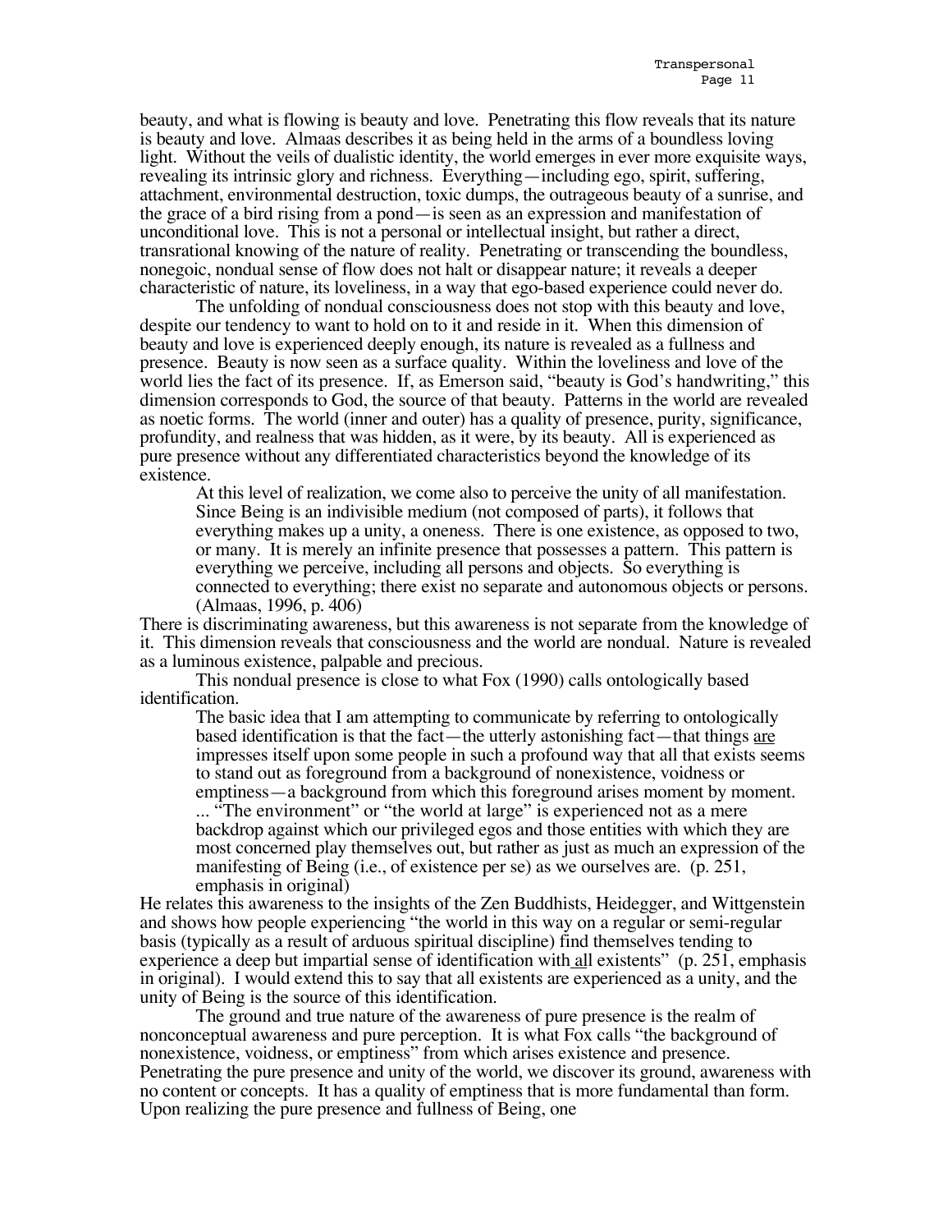beauty, and what is flowing is beauty and love. Penetrating this flow reveals that its nature is beauty and love. Almaas describes it as being held in the arms of a boundless loving light. Without the veils of dualistic identity, the world emerges in ever more exquisite ways, revealing its intrinsic glory and richness. Everything—including ego, spirit, suffering, attachment, environmental destruction, toxic dumps, the outrageous beauty of a sunrise, and the grace of a bird rising from a pond—is seen as an expression and manifestation of unconditional love. This is not a personal or intellectual insight, but rather a direct, transrational knowing of the nature of reality. Penetrating or transcending the boundless, nonegoic, nondual sense of flow does not halt or disappear nature; it reveals a deeper characteristic of nature, its loveliness, in a way that ego-based experience could never do.

The unfolding of nondual consciousness does not stop with this beauty and love, despite our tendency to want to hold on to it and reside in it. When this dimension of beauty and love is experienced deeply enough, its nature is revealed as a fullness and presence. Beauty is now seen as a surface quality. Within the loveliness and love of the world lies the fact of its presence. If, as Emerson said, "beauty is God's handwriting," this dimension corresponds to God, the source of that beauty. Patterns in the world are revealed as noetic forms. The world (inner and outer) has a quality of presence, purity, significance, profundity, and realness that was hidden, as it were, by its beauty. All is experienced as pure presence without any differentiated characteristics beyond the knowledge of its existence.

> At this level of realization, we come also to perceive the unity of all manifestation. Since Being is an indivisible medium (not composed of parts), it follows that everything makes up a unity, a oneness. There is one existence, as opposed to two, or many. It is merely an infinite presence that possesses a pattern. This pattern is everything we perceive, including all persons and objects. So everything is connected to everything; there exist no separate and autonomous objects or persons. (Almaas, 1996, p. 406)

There is discriminating awareness, but this awareness is not separate from the knowledge of it. This dimension reveals that consciousness and the world are nondual. Nature is revealed as a luminous existence, palpable and precious.

This nondual presence is close to what Fox (1990) calls ontologically based identification.

> The basic idea that I am attempting to communicate by referring to ontologically based identification is that the fact—the utterly astonishing fact—that things <u>are</u> impresses itself upon some people in such a profound way that all that exists seems to stand out as foreground from a background of nonexistence, voidness or emptiness—a background from which this foreground arises moment by moment. ... "The environment" or "the world at large" is experienced not as a mere backdrop against which our privileged egos and those entities with which they are most concerned play themselves out, but rather as just as much an expression of the manifesting of Being (i.e., of existence per se) as we ourselves are. (p. 251, emphasis in original)

He relates this awareness to the insights of the Zen Buddhists, Heidegger, and Wittgenstein and shows how people experiencing "the world in this way on a regular or semi-regular basis (typically as a result of arduous spiritual discipline) find themselves tending to experience a deep but impartial sense of identification with <u>all</u> existents" (p. 251, emphasis in original). I would extend this to say that all existents are experienced as a unity, and the unity of Being is the source of this identification.

The ground and true nature of the awareness of pure presence is the realm of nonconceptual awareness and pure perception. It is what Fox calls "the background of nonexistence, voidness, or emptiness" from which arises existence and presence. Penetrating the pure presence and unity of the world, we discover its ground, awareness with no content or concepts. It has a quality of emptiness that is more fundamental than form. Upon realizing the pure presence and fullness of Being, one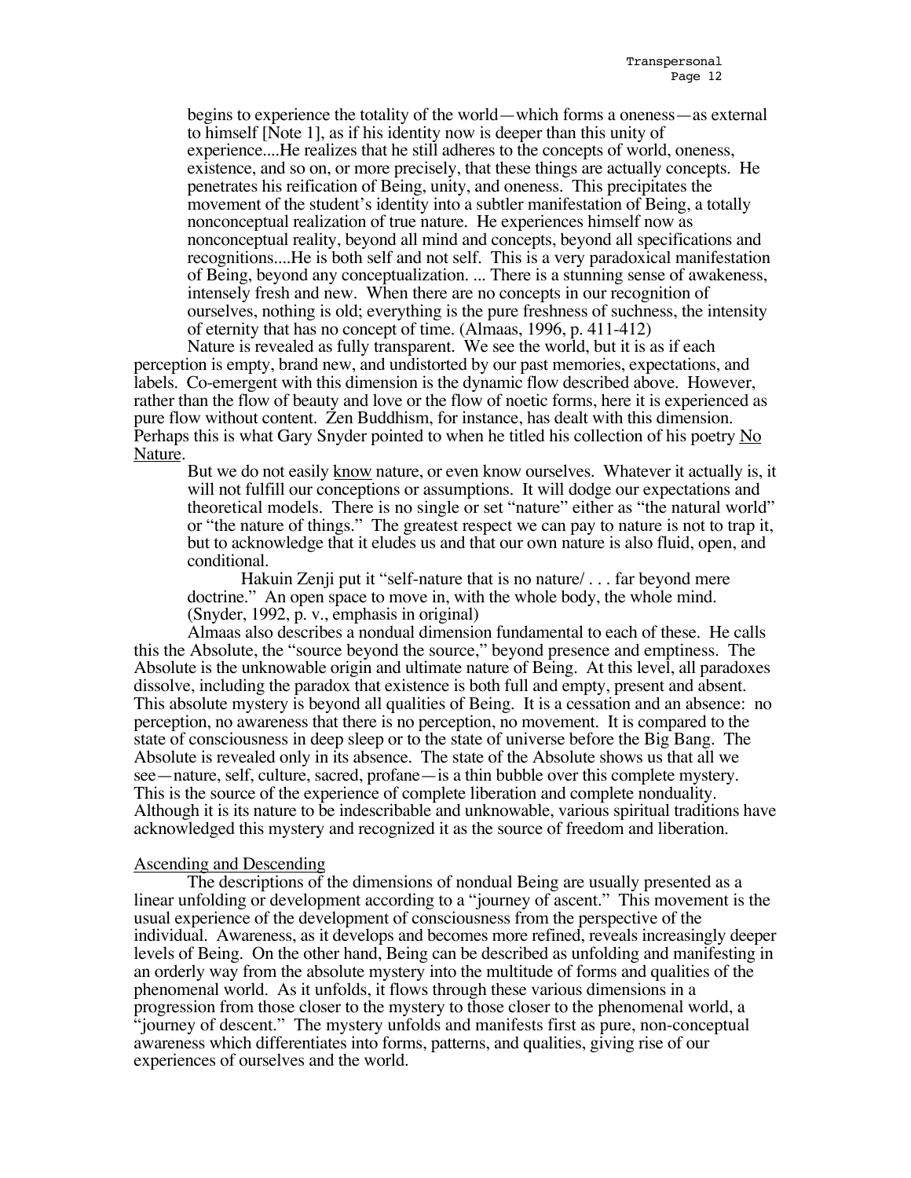> begins to experience the totality of the world—which forms a oneness—as external to himself [Note 1], as if his identity now is deeper than this unity of experience....He realizes that he still adheres to the concepts of world, oneness, existence, and so on, or more precisely, that these things are actually concepts. He penetrates his reification of Being, unity, and oneness. This precipitates the movement of the student's identity into a subtler manifestation of Being, a totally nonconceptual realization of true nature. He experiences himself now as nonconceptual reality, beyond all mind and concepts, beyond all specifications and recognitions....He is both self and not self. This is a very paradoxical manifestation of Being, beyond any conceptualization. ... There is a stunning sense of awakeness, intensely fresh and new. When there are no concepts in our recognition of ourselves, nothing is old; everything is the pure freshness of suchness, the intensity of eternity that has no concept of time. (Almaas, 1996, p. 411-412)

Nature is revealed as fully transparent. We see the world, but it is as if each perception is empty, brand new, and undistorted by our past memories, expectations, and labels. Co-emergent with this dimension is the dynamic flow described above. However, rather than the flow of beauty and love or the flow of noetic forms, here it is experienced as pure flow without content. Zen Buddhism, for instance, has dealt with this dimension. Perhaps this is what Gary Snyder pointed to when he titled his collection of his poetry <u>No Nature</u>.

> But we do not easily <u>know</u> nature, or even know ourselves. Whatever it actually is, it will not fulfill our conceptions or assumptions. It will dodge our expectations and theoretical models. There is no single or set "nature" either as "the natural world" or "the nature of things." The greatest respect we can pay to nature is not to trap it, but to acknowledge that it eludes us and that our own nature is also fluid, open, and conditional.
>
> Hakuin Zenji put it "self-nature that is no nature/ . . . far beyond mere doctrine." An open space to move in, with the whole body, the whole mind. (Snyder, 1992, p. v., emphasis in original)

Almaas also describes a nondual dimension fundamental to each of these. He calls this the Absolute, the "source beyond the source," beyond presence and emptiness. The Absolute is the unknowable origin and ultimate nature of Being. At this level, all paradoxes dissolve, including the paradox that existence is both full and empty, present and absent. This absolute mystery is beyond all qualities of Being. It is a cessation and an absence: no perception, no awareness that there is no perception, no movement. It is compared to the state of consciousness in deep sleep or to the state of universe before the Big Bang. The Absolute is revealed only in its absence. The state of the Absolute shows us that all we see—nature, self, culture, sacred, profane—is a thin bubble over this complete mystery. This is the source of the experience of complete liberation and complete nonduality. Although it is its nature to be indescribable and unknowable, various spiritual traditions have acknowledged this mystery and recognized it as the source of freedom and liberation.

## <u>Ascending and Descending</u>

The descriptions of the dimensions of nondual Being are usually presented as a linear unfolding or development according to a "journey of ascent." This movement is the usual experience of the development of consciousness from the perspective of the individual. Awareness, as it develops and becomes more refined, reveals increasingly deeper levels of Being. On the other hand, Being can be described as unfolding and manifesting in an orderly way from the absolute mystery into the multitude of forms and qualities of the phenomenal world. As it unfolds, it flows through these various dimensions in a progression from those closer to the mystery to those closer to the phenomenal world, a "journey of descent." The mystery unfolds and manifests first as pure, non-conceptual awareness which differentiates into forms, patterns, and qualities, giving rise of our experiences of ourselves and the world.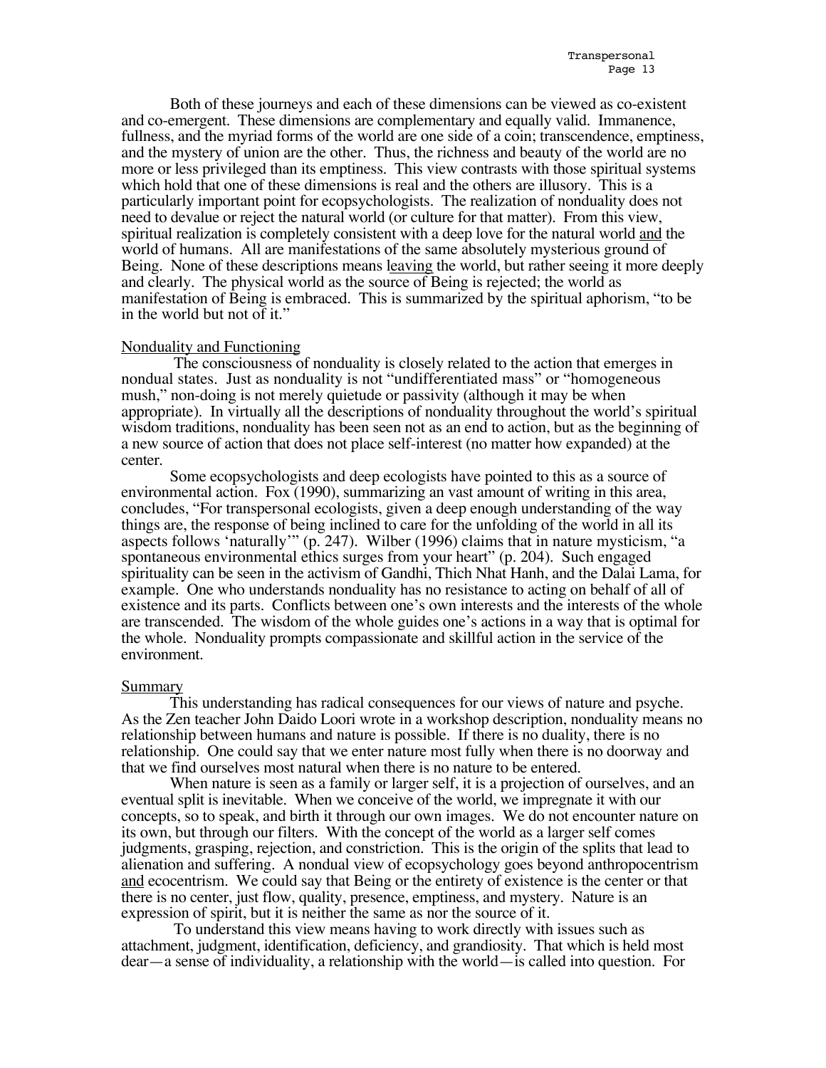Both of these journeys and each of these dimensions can be viewed as co-existent and co-emergent. These dimensions are complementary and equally valid. Immanence, fullness, and the myriad forms of the world are one side of a coin; transcendence, emptiness, and the mystery of union are the other. Thus, the richness and beauty of the world are no more or less privileged than its emptiness. This view contrasts with those spiritual systems which hold that one of these dimensions is real and the others are illusory. This is a particularly important point for ecopsychologists. The realization of nonduality does not need to devalue or reject the natural world (or culture for that matter). From this view, spiritual realization is completely consistent with a deep love for the natural world <u>and</u> the world of humans. All are manifestations of the same absolutely mysterious ground of Being. None of these descriptions means <u>leaving</u> the world, but rather seeing it more deeply and clearly. The physical world as the source of Being is rejected; the world as manifestation of Being is embraced. This is summarized by the spiritual aphorism, "to be in the world but not of it."

## Nonduality and Functioning

The consciousness of nonduality is closely related to the action that emerges in nondual states. Just as nonduality is not "undifferentiated mass" or "homogeneous mush," non-doing is not merely quietude or passivity (although it may be when appropriate). In virtually all the descriptions of nonduality throughout the world's spiritual wisdom traditions, nonduality has been seen not as an end to action, but as the beginning of a new source of action that does not place self-interest (no matter how expanded) at the center.

Some ecopsychologists and deep ecologists have pointed to this as a source of environmental action. Fox (1990), summarizing an vast amount of writing in this area, concludes, "For transpersonal ecologists, given a deep enough understanding of the way things are, the response of being inclined to care for the unfolding of the world in all its aspects follows 'naturally'" (p. 247). Wilber (1996) claims that in nature mysticism, "a spontaneous environmental ethics surges from your heart" (p. 204). Such engaged spirituality can be seen in the activism of Gandhi, Thich Nhat Hanh, and the Dalai Lama, for example. One who understands nonduality has no resistance to acting on behalf of all of existence and its parts. Conflicts between one's own interests and the interests of the whole are transcended. The wisdom of the whole guides one's actions in a way that is optimal for the whole. Nonduality prompts compassionate and skillful action in the service of the environment.

## Summary

This understanding has radical consequences for our views of nature and psyche. As the Zen teacher John Daido Loori wrote in a workshop description, nonduality means no relationship between humans and nature is possible. If there is no duality, there is no relationship. One could say that we enter nature most fully when there is no doorway and that we find ourselves most natural when there is no nature to be entered.

When nature is seen as a family or larger self, it is a projection of ourselves, and an eventual split is inevitable. When we conceive of the world, we impregnate it with our concepts, so to speak, and birth it through our own images. We do not encounter nature on its own, but through our filters. With the concept of the world as a larger self comes judgments, grasping, rejection, and constriction. This is the origin of the splits that lead to alienation and suffering. A nondual view of ecopsychology goes beyond anthropocentrism <u>and</u> ecocentrism. We could say that Being or the entirety of existence is the center or that there is no center, just flow, quality, presence, emptiness, and mystery. Nature is an expression of spirit, but it is neither the same as nor the source of it.

To understand this view means having to work directly with issues such as attachment, judgment, identification, deficiency, and grandiosity. That which is held most dear—a sense of individuality, a relationship with the world—is called into question. For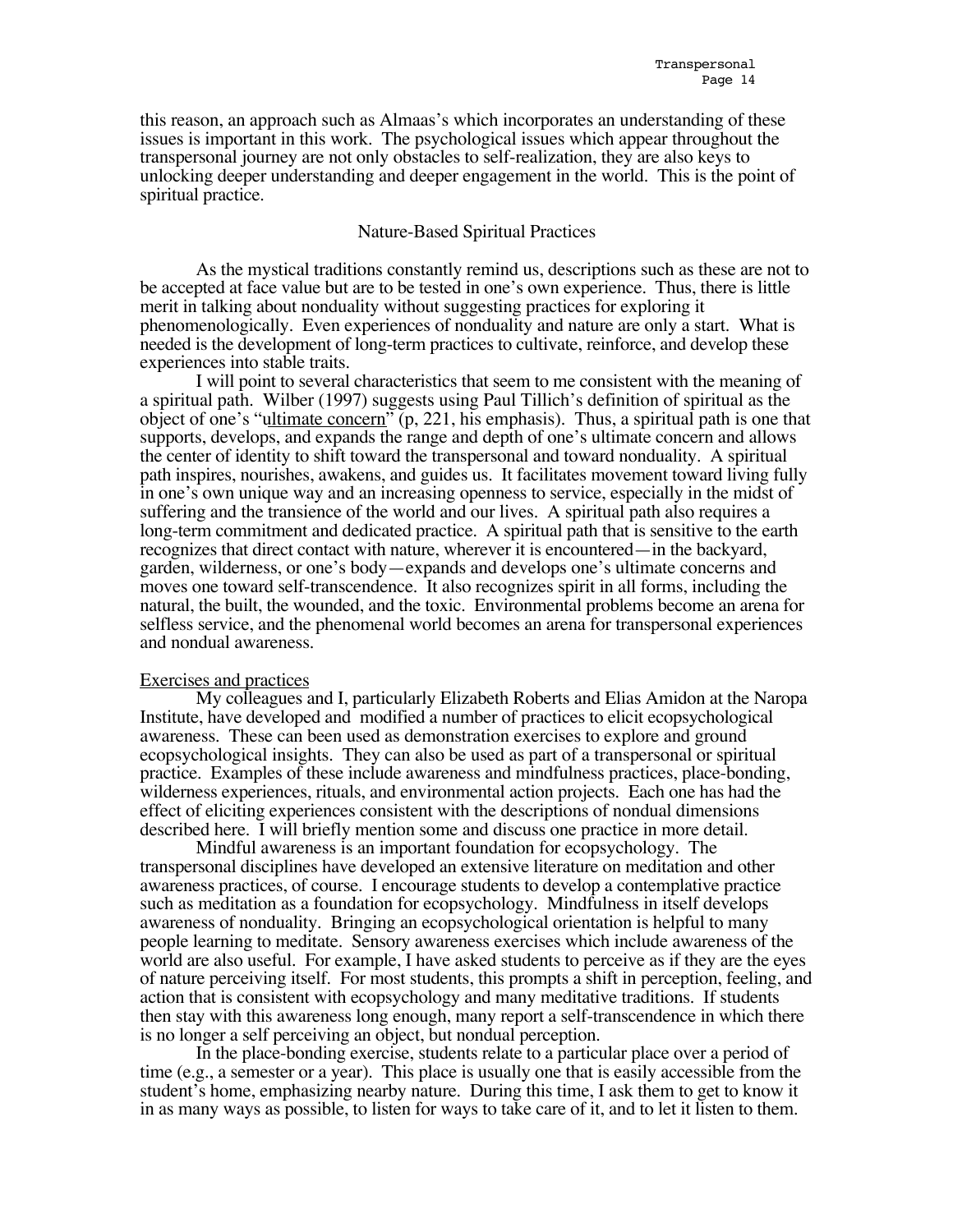this reason, an approach such as Almaas's which incorporates an understanding of these issues is important in this work. The psychological issues which appear throughout the transpersonal journey are not only obstacles to self-realization, they are also keys to unlocking deeper understanding and deeper engagement in the world. This is the point of spiritual practice.

## Nature-Based Spiritual Practices

As the mystical traditions constantly remind us, descriptions such as these are not to be accepted at face value but are to be tested in one's own experience. Thus, there is little merit in talking about nonduality without suggesting practices for exploring it phenomenologically. Even experiences of nonduality and nature are only a start. What is needed is the development of long-term practices to cultivate, reinforce, and develop these experiences into stable traits.

I will point to several characteristics that seem to me consistent with the meaning of a spiritual path. Wilber (1997) suggests using Paul Tillich's definition of spiritual as the object of one's "*ultimate concern*" (p, 221, his emphasis). Thus, a spiritual path is one that supports, develops, and expands the range and depth of one's ultimate concern and allows the center of identity to shift toward the transpersonal and toward nonduality. A spiritual path inspires, nourishes, awakens, and guides us. It facilitates movement toward living fully in one's own unique way and an increasing openness to service, especially in the midst of suffering and the transience of the world and our lives. A spiritual path also requires a long-term commitment and dedicated practice. A spiritual path that is sensitive to the earth recognizes that direct contact with nature, wherever it is encountered—in the backyard, garden, wilderness, or one's body—expands and develops one's ultimate concerns and moves one toward self-transcendence. It also recognizes spirit in all forms, including the natural, the built, the wounded, and the toxic. Environmental problems become an arena for selfless service, and the phenomenal world becomes an arena for transpersonal experiences and nondual awareness.

### Exercises and practices

My colleagues and I, particularly Elizabeth Roberts and Elias Amidon at the Naropa Institute, have developed and modified a number of practices to elicit ecopsychological awareness. These can been used as demonstration exercises to explore and ground ecopsychological insights. They can also be used as part of a transpersonal or spiritual practice. Examples of these include awareness and mindfulness practices, place-bonding, wilderness experiences, rituals, and environmental action projects. Each one has had the effect of eliciting experiences consistent with the descriptions of nondual dimensions described here. I will briefly mention some and discuss one practice in more detail.

Mindful awareness is an important foundation for ecopsychology. The transpersonal disciplines have developed an extensive literature on meditation and other awareness practices, of course. I encourage students to develop a contemplative practice such as meditation as a foundation for ecopsychology. Mindfulness in itself develops awareness of nonduality. Bringing an ecopsychological orientation is helpful to many people learning to meditate. Sensory awareness exercises which include awareness of the world are also useful. For example, I have asked students to perceive as if they are the eyes of nature perceiving itself. For most students, this prompts a shift in perception, feeling, and action that is consistent with ecopsychology and many meditative traditions. If students then stay with this awareness long enough, many report a self-transcendence in which there is no longer a self perceiving an object, but nondual perception.

In the place-bonding exercise, students relate to a particular place over a period of time (e.g., a semester or a year). This place is usually one that is easily accessible from the student's home, emphasizing nearby nature. During this time, I ask them to get to know it in as many ways as possible, to listen for ways to take care of it, and to let it listen to them.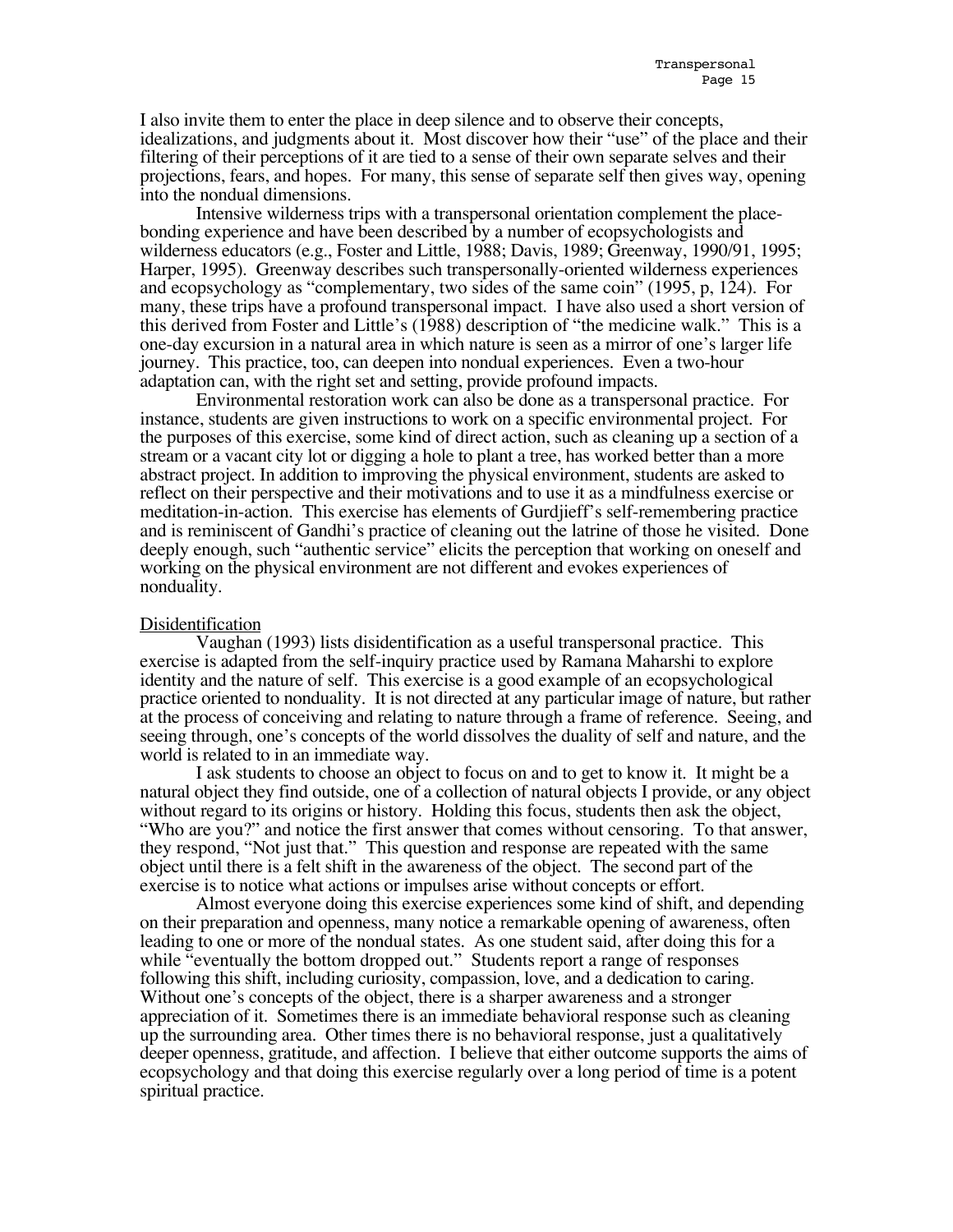I also invite them to enter the place in deep silence and to observe their concepts, idealizations, and judgments about it. Most discover how their "use" of the place and their filtering of their perceptions of it are tied to a sense of their own separate selves and their projections, fears, and hopes. For many, this sense of separate self then gives way, opening into the nondual dimensions.

Intensive wilderness trips with a transpersonal orientation complement the place-bonding experience and have been described by a number of ecopsychologists and wilderness educators (e.g., Foster and Little, 1988; Davis, 1989; Greenway, 1990/91, 1995; Harper, 1995). Greenway describes such transpersonally-oriented wilderness experiences and ecopsychology as "complementary, two sides of the same coin" (1995, p, 124). For many, these trips have a profound transpersonal impact. I have also used a short version of this derived from Foster and Little's (1988) description of "the medicine walk." This is a one-day excursion in a natural area in which nature is seen as a mirror of one's larger life journey. This practice, too, can deepen into nondual experiences. Even a two-hour adaptation can, with the right set and setting, provide profound impacts.

Environmental restoration work can also be done as a transpersonal practice. For instance, students are given instructions to work on a specific environmental project. For the purposes of this exercise, some kind of direct action, such as cleaning up a section of a stream or a vacant city lot or digging a hole to plant a tree, has worked better than a more abstract project. In addition to improving the physical environment, students are asked to reflect on their perspective and their motivations and to use it as a mindfulness exercise or meditation-in-action. This exercise has elements of Gurdjieff's self-remembering practice and is reminiscent of Gandhi's practice of cleaning out the latrine of those he visited. Done deeply enough, such "authentic service" elicits the perception that working on oneself and working on the physical environment are not different and evokes experiences of nonduality.

## Disidentification

Vaughan (1993) lists disidentification as a useful transpersonal practice. This exercise is adapted from the self-inquiry practice used by Ramana Maharshi to explore identity and the nature of self. This exercise is a good example of an ecopsychological practice oriented to nonduality. It is not directed at any particular image of nature, but rather at the process of conceiving and relating to nature through a frame of reference. Seeing, and seeing through, one's concepts of the world dissolves the duality of self and nature, and the world is related to in an immediate way.

I ask students to choose an object to focus on and to get to know it. It might be a natural object they find outside, one of a collection of natural objects I provide, or any object without regard to its origins or history. Holding this focus, students then ask the object, "Who are you?" and notice the first answer that comes without censoring. To that answer, they respond, "Not just that." This question and response are repeated with the same object until there is a felt shift in the awareness of the object. The second part of the exercise is to notice what actions or impulses arise without concepts or effort.

Almost everyone doing this exercise experiences some kind of shift, and depending on their preparation and openness, many notice a remarkable opening of awareness, often leading to one or more of the nondual states. As one student said, after doing this for a while "eventually the bottom dropped out." Students report a range of responses following this shift, including curiosity, compassion, love, and a dedication to caring. Without one's concepts of the object, there is a sharper awareness and a stronger appreciation of it. Sometimes there is an immediate behavioral response such as cleaning up the surrounding area. Other times there is no behavioral response, just a qualitatively deeper openness, gratitude, and affection. I believe that either outcome supports the aims of ecopsychology and that doing this exercise regularly over a long period of time is a potent spiritual practice.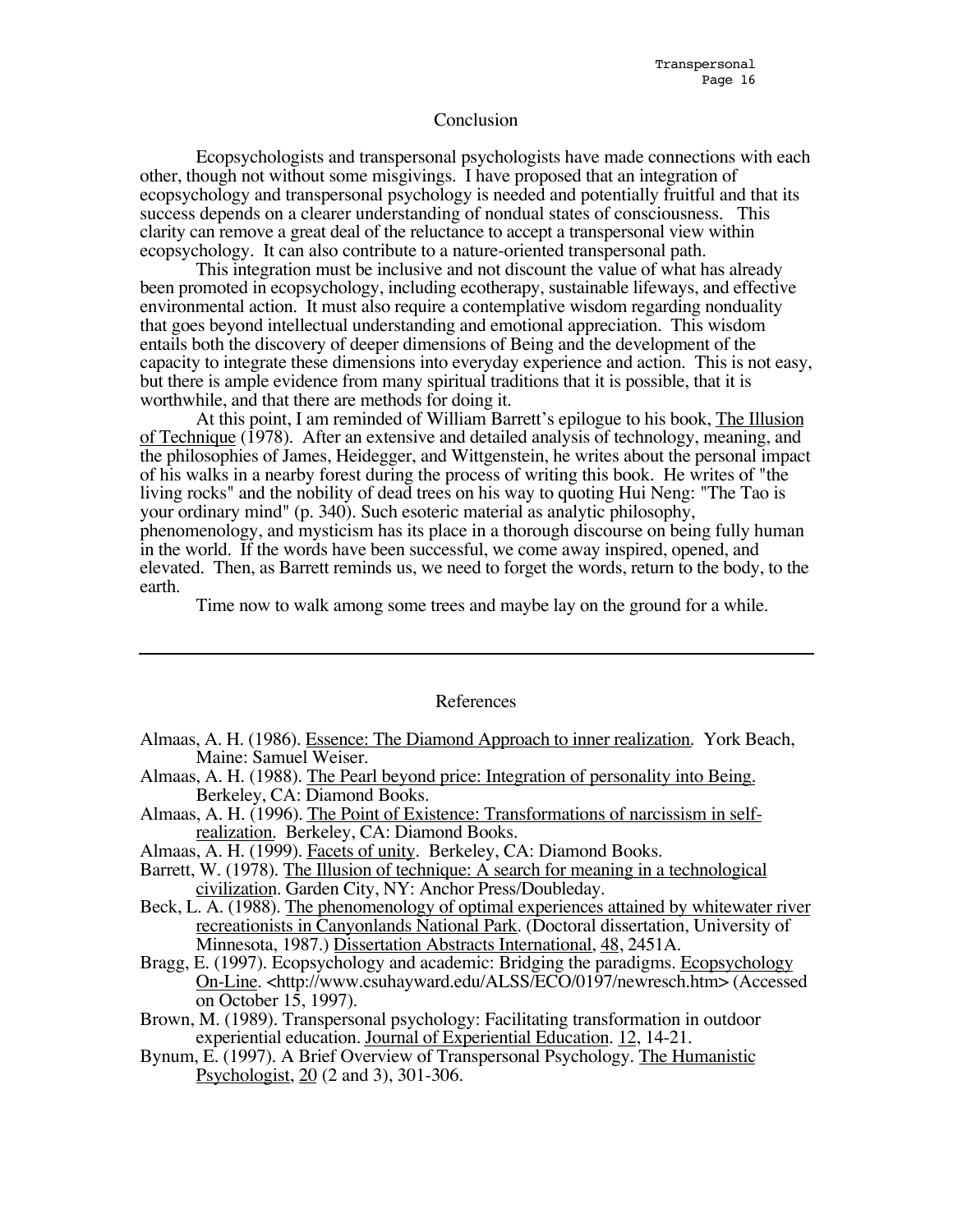## Conclusion

Ecopsychologists and transpersonal psychologists have made connections with each other, though not without some misgivings. I have proposed that an integration of ecopsychology and transpersonal psychology is needed and potentially fruitful and that its success depends on a clearer understanding of nondual states of consciousness. This clarity can remove a great deal of the reluctance to accept a transpersonal view within ecopsychology. It can also contribute to a nature-oriented transpersonal path.

This integration must be inclusive and not discount the value of what has already been promoted in ecopsychology, including ecotherapy, sustainable lifeways, and effective environmental action. It must also require a contemplative wisdom regarding nonduality that goes beyond intellectual understanding and emotional appreciation. This wisdom entails both the discovery of deeper dimensions of Being and the development of the capacity to integrate these dimensions into everyday experience and action. This is not easy, but there is ample evidence from many spiritual traditions that it is possible, that it is worthwhile, and that there are methods for doing it.

At this point, I am reminded of William Barrett's epilogue to his book, The Illusion of Technique (1978). After an extensive and detailed analysis of technology, meaning, and the philosophies of James, Heidegger, and Wittgenstein, he writes about the personal impact of his walks in a nearby forest during the process of writing this book. He writes of "the living rocks" and the nobility of dead trees on his way to quoting Hui Neng: "The Tao is your ordinary mind" (p. 340). Such esoteric material as analytic philosophy, phenomenology, and mysticism has its place in a thorough discourse on being fully human in the world. If the words have been successful, we come away inspired, opened, and elevated. Then, as Barrett reminds us, we need to forget the words, return to the body, to the earth.

Time now to walk among some trees and maybe lay on the ground for a while.

---

## References

Almaas, A. H. (1986). Essence: The Diamond Approach to inner realization. York Beach, Maine: Samuel Weiser.

Almaas, A. H. (1988). The Pearl beyond price: Integration of personality into Being. Berkeley, CA: Diamond Books.

Almaas, A. H. (1996). The Point of Existence: Transformations of narcissism in self-realization. Berkeley, CA: Diamond Books.

Almaas, A. H. (1999). Facets of unity. Berkeley, CA: Diamond Books.

Barrett, W. (1978). The Illusion of technique: A search for meaning in a technological civilization. Garden City, NY: Anchor Press/Doubleday.

Beck, L. A. (1988). The phenomenology of optimal experiences attained by whitewater river recreationists in Canyonlands National Park. (Doctoral dissertation, University of Minnesota, 1987.) Dissertation Abstracts International, 48, 2451A.

Bragg, E. (1997). Ecopsychology and academic: Bridging the paradigms. Ecopsychology On-Line. <http://www.csuhayward.edu/ALSS/ECO/0197/newresch.htm> (Accessed on October 15, 1997).

Brown, M. (1989). Transpersonal psychology: Facilitating transformation in outdoor experiential education. Journal of Experiential Education. 12, 14-21.

Bynum, E. (1997). A Brief Overview of Transpersonal Psychology. The Humanistic Psychologist, 20 (2 and 3), 301-306.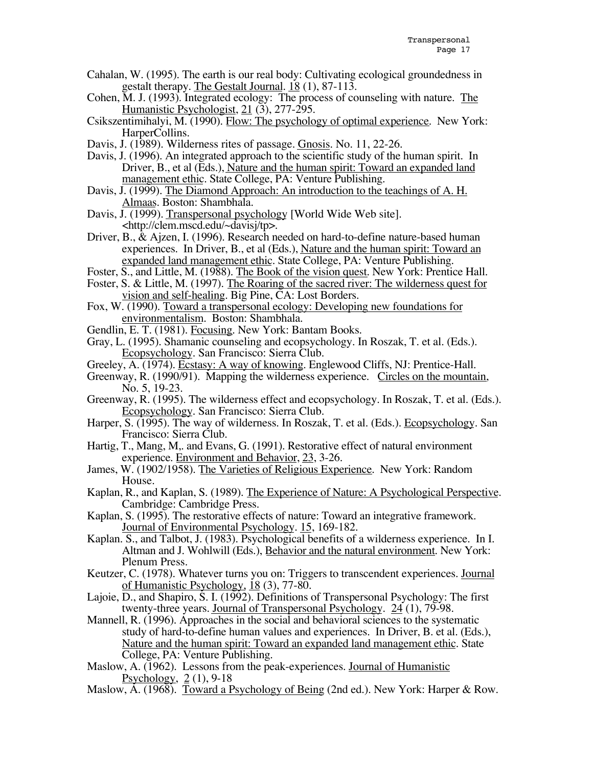Cahalan, W. (1995). The earth is our real body: Cultivating ecological groundedness in gestalt therapy. The Gestalt Journal. 18 (1), 87-113.

Cohen, M. J. (1993). Integrated ecology: The process of counseling with nature. The Humanistic Psychologist, 21 (3), 277-295.

Csikszentimihalyi, M. (1990). Flow: The psychology of optimal experience. New York: HarperCollins.

Davis, J. (1989). Wilderness rites of passage. Gnosis. No. 11, 22-26.

Davis, J. (1996). An integrated approach to the scientific study of the human spirit. In Driver, B., et al (Eds.), Nature and the human spirit: Toward an expanded land management ethic. State College, PA: Venture Publishing.

Davis, J. (1999). The Diamond Approach: An introduction to the teachings of A. H. Almaas. Boston: Shambhala.

Davis, J. (1999). Transpersonal psychology [World Wide Web site]. <http://clem.mscd.edu/~davisj/tp>.

Driver, B., & Ajzen, I. (1996). Research needed on hard-to-define nature-based human experiences. In Driver, B., et al (Eds.), Nature and the human spirit: Toward an expanded land management ethic. State College, PA: Venture Publishing.

Foster, S., and Little, M. (1988). The Book of the vision quest. New York: Prentice Hall.

Foster, S. & Little, M. (1997). The Roaring of the sacred river: The wilderness quest for vision and self-healing. Big Pine, CA: Lost Borders.

Fox, W. (1990). Toward a transpersonal ecology: Developing new foundations for environmentalism. Boston: Shambhala.

Gendlin, E. T. (1981). Focusing. New York: Bantam Books.

Gray, L. (1995). Shamanic counseling and ecopsychology. In Roszak, T. et al. (Eds.). Ecopsychology. San Francisco: Sierra Club.

Greeley, A. (1974). Ecstasy: A way of knowing. Englewood Cliffs, NJ: Prentice-Hall.

Greenway, R. (1990/91). Mapping the wilderness experience. Circles on the mountain, No. 5, 19-23.

Greenway, R. (1995). The wilderness effect and ecopsychology. In Roszak, T. et al. (Eds.). Ecopsychology. San Francisco: Sierra Club.

Harper, S. (1995). The way of wilderness. In Roszak, T. et al. (Eds.). Ecopsychology. San Francisco: Sierra Club.

Hartig, T., Mang, M,. and Evans, G. (1991). Restorative effect of natural environment experience. Environment and Behavior, 23, 3-26.

James, W. (1902/1958). The Varieties of Religious Experience. New York: Random House.

Kaplan, R., and Kaplan, S. (1989). The Experience of Nature: A Psychological Perspective. Cambridge: Cambridge Press.

Kaplan, S. (1995). The restorative effects of nature: Toward an integrative framework. Journal of Environmental Psychology. 15, 169-182.

Kaplan. S., and Talbot, J. (1983). Psychological benefits of a wilderness experience. In I. Altman and J. Wohlwill (Eds.), Behavior and the natural environment. New York: Plenum Press.

Keutzer, C. (1978). Whatever turns you on: Triggers to transcendent experiences. Journal of Humanistic Psychology, 18 (3), 77-80.

Lajoie, D., and Shapiro, S. I. (1992). Definitions of Transpersonal Psychology: The first twenty-three years. Journal of Transpersonal Psychology. 24 (1), 79-98.

Mannell, R. (1996). Approaches in the social and behavioral sciences to the systematic study of hard-to-define human values and experiences. In Driver, B. et al. (Eds.), Nature and the human spirit: Toward an expanded land management ethic. State College, PA: Venture Publishing.

Maslow, A. (1962). Lessons from the peak-experiences. Journal of Humanistic Psychology, 2 (1), 9-18

Maslow, A. (1968). Toward a Psychology of Being (2nd ed.). New York: Harper & Row.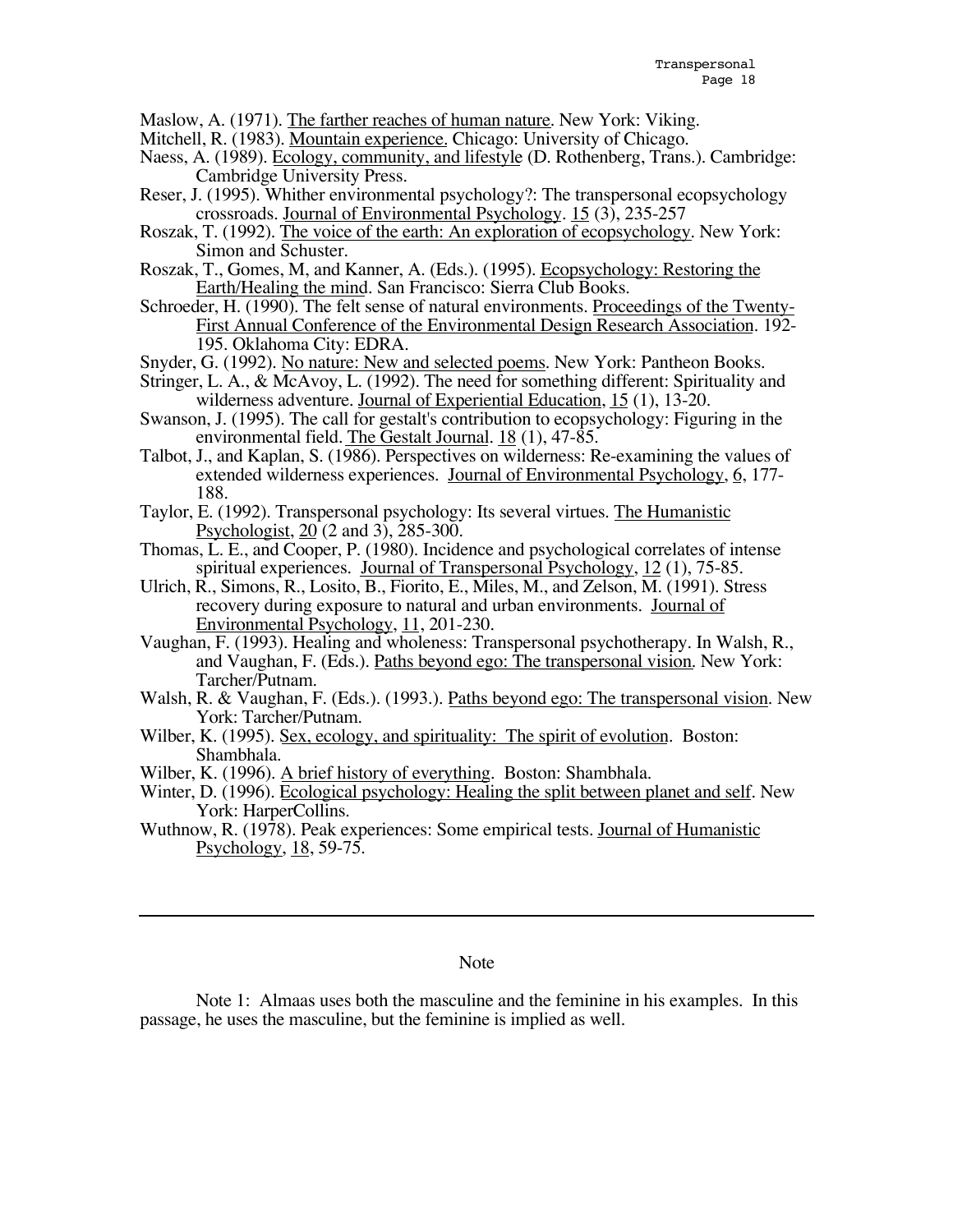Maslow, A. (1971). The farther reaches of human nature. New York: Viking.

Mitchell, R. (1983). Mountain experience. Chicago: University of Chicago.

Naess, A. (1989). Ecology, community, and lifestyle (D. Rothenberg, Trans.). Cambridge: Cambridge University Press.

Reser, J. (1995). Whither environmental psychology?: The transpersonal ecopsychology crossroads. Journal of Environmental Psychology. 15 (3), 235-257

Roszak, T. (1992). The voice of the earth: An exploration of ecopsychology. New York: Simon and Schuster.

Roszak, T., Gomes, M, and Kanner, A. (Eds.). (1995). Ecopsychology: Restoring the Earth/Healing the mind. San Francisco: Sierra Club Books.

Schroeder, H. (1990). The felt sense of natural environments. Proceedings of the Twenty-First Annual Conference of the Environmental Design Research Association. 192-195. Oklahoma City: EDRA.

Snyder, G. (1992). No nature: New and selected poems. New York: Pantheon Books.

Stringer, L. A., & McAvoy, L. (1992). The need for something different: Spirituality and wilderness adventure. Journal of Experiential Education, 15 (1), 13-20.

Swanson, J. (1995). The call for gestalt's contribution to ecopsychology: Figuring in the environmental field. The Gestalt Journal. 18 (1), 47-85.

Talbot, J., and Kaplan, S. (1986). Perspectives on wilderness: Re-examining the values of extended wilderness experiences. Journal of Environmental Psychology, 6, 177-188.

Taylor, E. (1992). Transpersonal psychology: Its several virtues. The Humanistic Psychologist, 20 (2 and 3), 285-300.

Thomas, L. E., and Cooper, P. (1980). Incidence and psychological correlates of intense spiritual experiences. Journal of Transpersonal Psychology, 12 (1), 75-85.

Ulrich, R., Simons, R., Losito, B., Fiorito, E., Miles, M., and Zelson, M. (1991). Stress recovery during exposure to natural and urban environments. Journal of Environmental Psychology, 11, 201-230.

Vaughan, F. (1993). Healing and wholeness: Transpersonal psychotherapy. In Walsh, R., and Vaughan, F. (Eds.). Paths beyond ego: The transpersonal vision. New York: Tarcher/Putnam.

Walsh, R. & Vaughan, F. (Eds.). (1993.). Paths beyond ego: The transpersonal vision. New York: Tarcher/Putnam.

Wilber, K. (1995). Sex, ecology, and spirituality: The spirit of evolution. Boston: Shambhala.

Wilber, K. (1996). A brief history of everything. Boston: Shambhala.

Winter, D. (1996). Ecological psychology: Healing the split between planet and self. New York: HarperCollins.

Wuthnow, R. (1978). Peak experiences: Some empirical tests. Journal of Humanistic Psychology, 18, 59-75.

---

Note

Note 1: Almaas uses both the masculine and the feminine in his examples. In this passage, he uses the masculine, but the feminine is implied as well.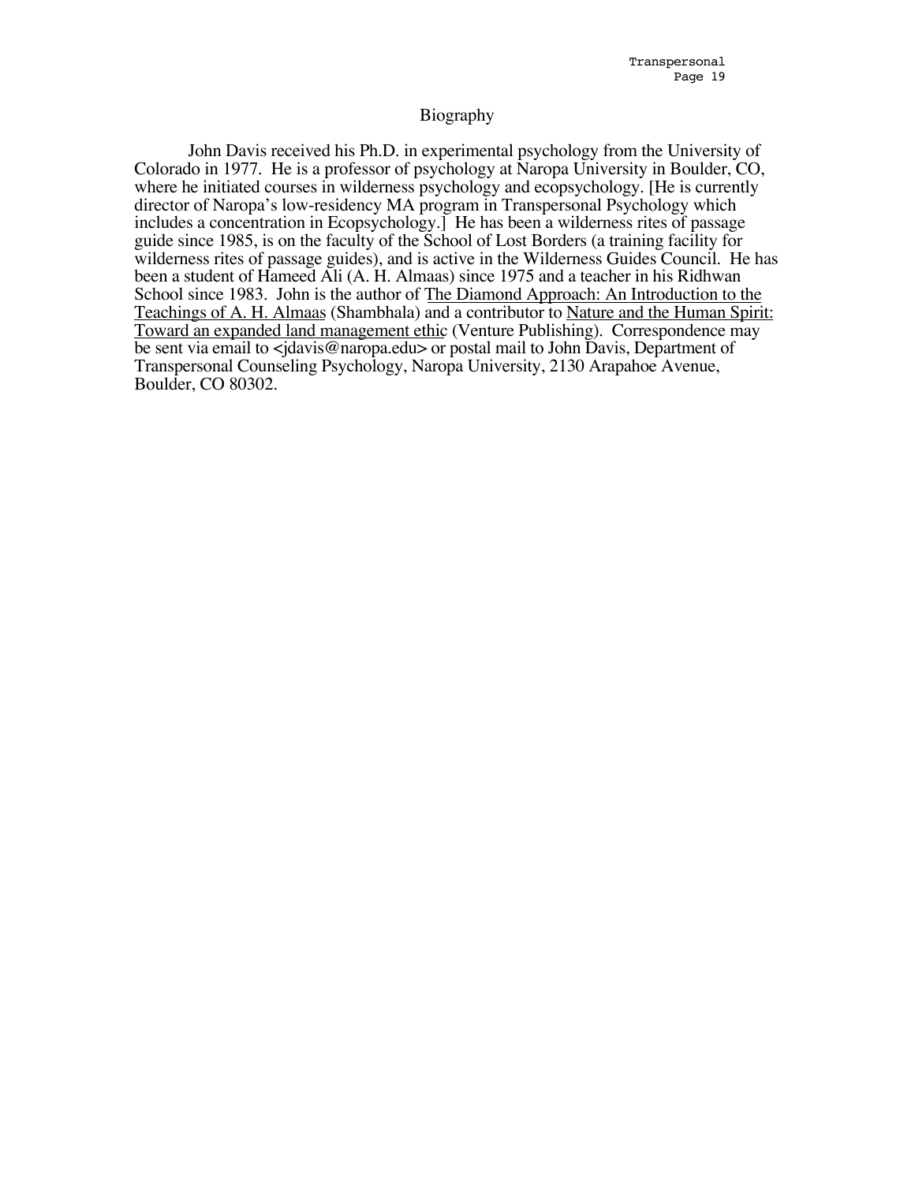# Biography

John Davis received his Ph.D. in experimental psychology from the University of Colorado in 1977. He is a professor of psychology at Naropa University in Boulder, CO, where he initiated courses in wilderness psychology and ecopsychology. [He is currently director of Naropa's low-residency MA program in Transpersonal Psychology which includes a concentration in Ecopsychology.] He has been a wilderness rites of passage guide since 1985, is on the faculty of the School of Lost Borders (a training facility for wilderness rites of passage guides), and is active in the Wilderness Guides Council. He has been a student of Hameed Ali (A. H. Almaas) since 1975 and a teacher in his Ridhwan School since 1983. John is the author of The Diamond Approach: An Introduction to the Teachings of A. H. Almaas (Shambhala) and a contributor to Nature and the Human Spirit: Toward an expanded land management ethic (Venture Publishing). Correspondence may be sent via email to <jdavis@naropa.edu> or postal mail to John Davis, Department of Transpersonal Counseling Psychology, Naropa University, 2130 Arapahoe Avenue, Boulder, CO 80302.